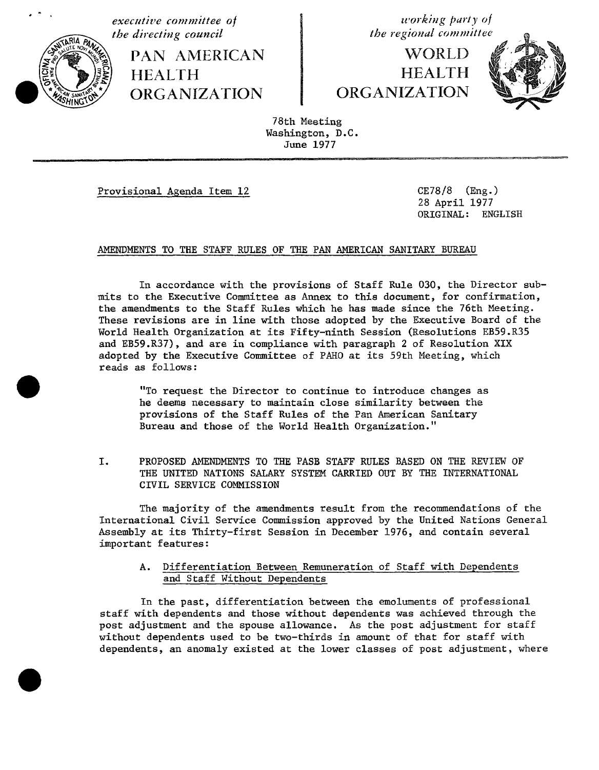*executive committee of the directing council*

PAN AMERICAN HEALTH ORGANIZATION

*working party of the regional committee*

WORLD HEALTH ORGANIZATION

78th Meeting
Washington, D.C.
June 1977

Provisional Agenda Item 12

CE78/8 (Eng.)
28 April 1977
ORIGINAL: ENGLISH

## AMENDMENTS TO THE STAFF RULES OF THE PAN AMERICAN SANITARY BUREAU

In accordance with the provisions of Staff Rule 030, the Director submits to the Executive Committee as Annex to this document, for confirmation, the amendments to the Staff Rules which he has made since the 76th Meeting. These revisions are in line with those adopted by the Executive Board of the World Health Organization at its Fifty-ninth Session (Resolutions EB59.R35 and EB59.R37), and are in compliance with paragraph 2 of Resolution XIX adopted by the Executive Committee of PAHO at its 59th Meeting, which reads as follows:

> "To request the Director to continue to introduce changes as he deems necessary to maintain close similarity between the provisions of the Staff Rules of the Pan American Sanitary Bureau and those of the World Health Organization."

## I. PROPOSED AMENDMENTS TO THE PASB STAFF RULES BASED ON THE REVIEW OF THE UNITED NATIONS SALARY SYSTEM CARRIED OUT BY THE INTERNATIONAL CIVIL SERVICE COMMISSION

The majority of the amendments result from the recommendations of the International Civil Service Commission approved by the United Nations General Assembly at its Thirty-first Session in December 1976, and contain several important features:

### A. Differentiation Between Remuneration of Staff with Dependents and Staff Without Dependents

In the past, differentiation between the emoluments of professional staff with dependents and those without dependents was achieved through the post adjustment and the spouse allowance. As the post adjustment for staff without dependents used to be two-thirds in amount of that for staff with dependents, an anomaly existed at the lower classes of post adjustment, where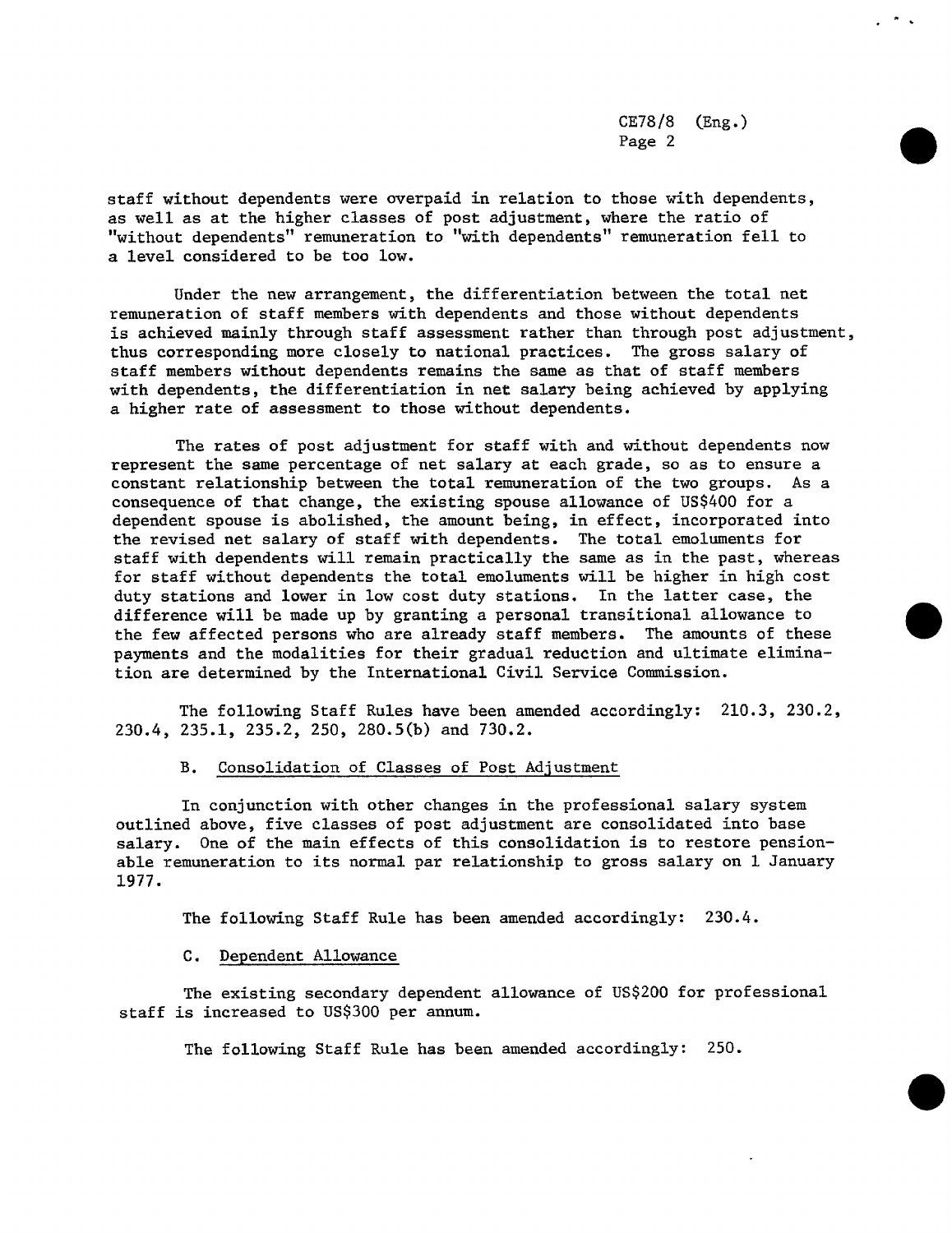staff without dependents were overpaid in relation to those with dependents, as well as at the higher classes of post adjustment, where the ratio of "without dependents" remuneration to "with dependents" remuneration fell to a level considered to be too low.

Under the new arrangement, the differentiation between the total net remuneration of staff members with dependents and those without dependents is achieved mainly through staff assessment rather than through post adjustment, thus corresponding more closely to national practices. The gross salary of staff members without dependents remains the same as that of staff members with dependents, the differentiation in net salary being achieved by applying a higher rate of assessment to those without dependents.

The rates of post adjustment for staff with and without dependents now represent the same percentage of net salary at each grade, so as to ensure a constant relationship between the total remuneration of the two groups. As a consequence of that change, the existing spouse allowance of US$400 for a dependent spouse is abolished, the amount being, in effect, incorporated into the revised net salary of staff with dependents. The total emoluments for staff with dependents will remain practically the same as in the past, whereas for staff without dependents the total emoluments will be higher in high cost duty stations and lower in low cost duty stations. In the latter case, the difference will be made up by granting a personal transitional allowance to the few affected persons who are already staff members. The amounts of these payments and the modalities for their gradual reduction and ultimate elimination are determined by the International Civil Service Commission.

The following Staff Rules have been amended accordingly: 210.3, 230.2, 230.4, 235.1, 235.2, 250, 280.5(b) and 730.2.

B. Consolidation of Classes of Post Adjustment

In conjunction with other changes in the professional salary system outlined above, five classes of post adjustment are consolidated into base salary. One of the main effects of this consolidation is to restore pensionable remuneration to its normal par relationship to gross salary on 1 January 1977.

The following Staff Rule has been amended accordingly: 230.4.

C. Dependent Allowance

The existing secondary dependent allowance of US$200 for professional staff is increased to US$300 per annum.

The following Staff Rule has been amended accordingly: 250.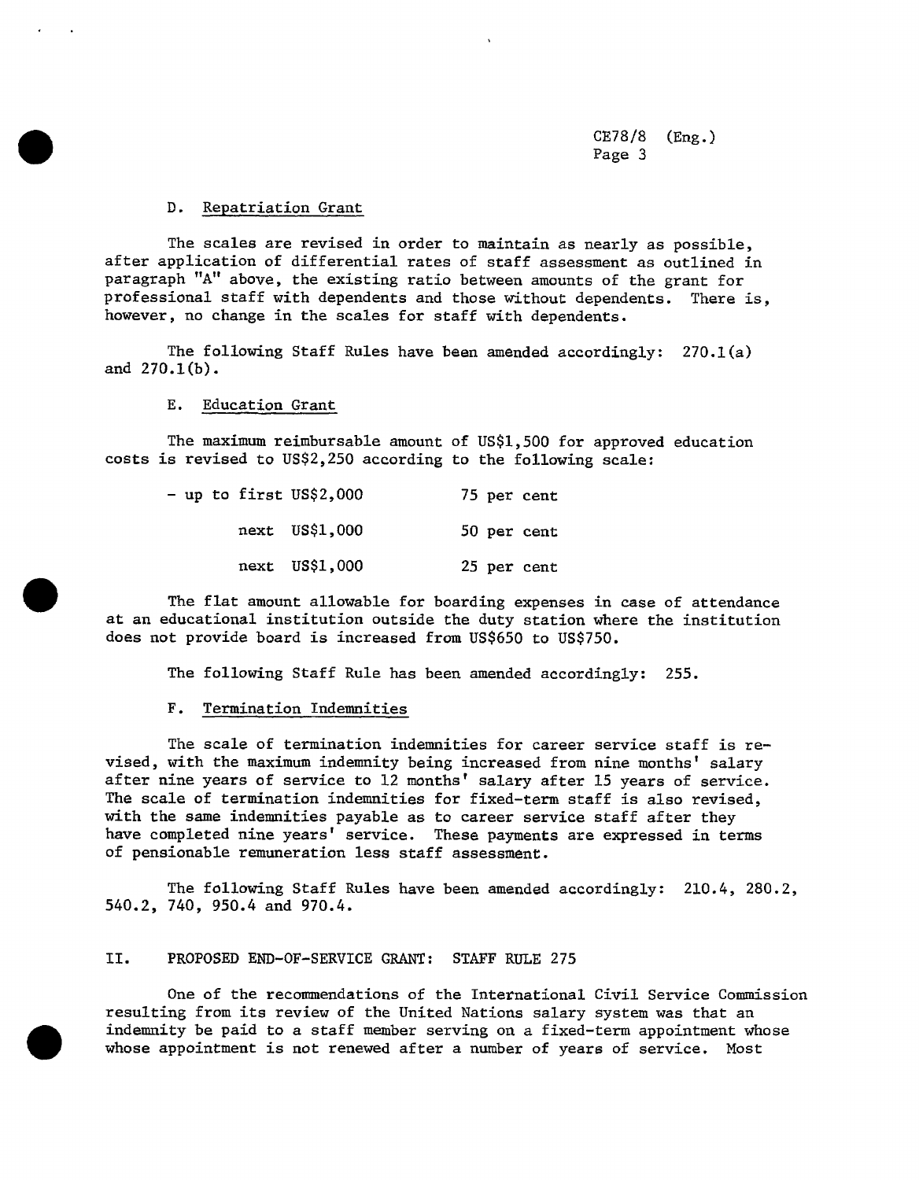### D. Repatriation Grant

The scales are revised in order to maintain as nearly as possible, after application of differential rates of staff assessment as outlined in paragraph "A" above, the existing ratio between amounts of the grant for professional staff with dependents and those without dependents. There is, however, no change in the scales for staff with dependents.

The following Staff Rules have been amended accordingly: 270.1(a) and 270.1(b).

### E. Education Grant

The maximum reimbursable amount of US$1,500 for approved education costs is revised to US$2,250 according to the following scale:

| | |
|---|---|
| - up to first US$2,000 | 75 per cent |
| next US$1,000 | 50 per cent |
| next US$1,000 | 25 per cent |

The flat amount allowable for boarding expenses in case of attendance at an educational institution outside the duty station where the institution does not provide board is increased from US$650 to US$750.

The following Staff Rule has been amended accordingly: 255.

### F. Termination Indemnities

The scale of termination indemnities for career service staff is revised, with the maximum indemnity being increased from nine months' salary after nine years of service to 12 months' salary after 15 years of service. The scale of termination indemnities for fixed-term staff is also revised, with the same indemnities payable as to career service staff after they have completed nine years' service. These payments are expressed in terms of pensionable remuneration less staff assessment.

The following Staff Rules have been amended accordingly: 210.4, 280.2, 540.2, 740, 950.4 and 970.4.

## II. PROPOSED END-OF-SERVICE GRANT: STAFF RULE 275

One of the recommendations of the International Civil Service Commission resulting from its review of the United Nations salary system was that an indemnity be paid to a staff member serving on a fixed-term appointment whose whose appointment is not renewed after a number of years of service. Most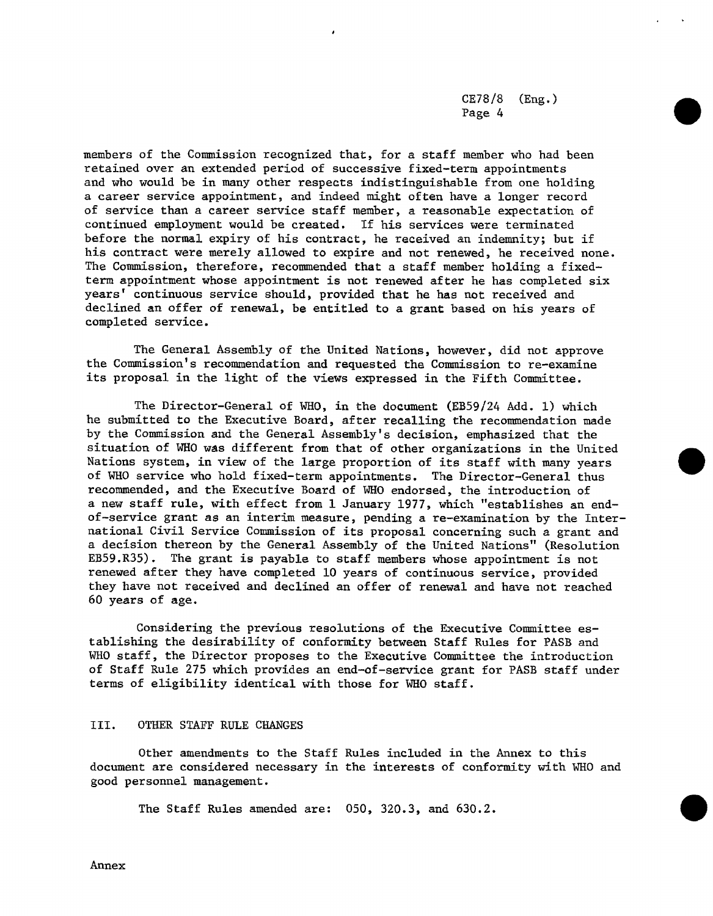members of the Commission recognized that, for a staff member who had been retained over an extended period of successive fixed-term appointments and who would be in many other respects indistinguishable from one holding a career service appointment, and indeed might often have a longer record of service than a career service staff member, a reasonable expectation of continued employment would be created. If his services were terminated before the normal expiry of his contract, he received an indemnity; but if his contract were merely allowed to expire and not renewed, he received none. The Commission, therefore, recommended that a staff member holding a fixed-term appointment whose appointment is not renewed after he has completed six years' continuous service should, provided that he has not received and declined an offer of renewal, be entitled to a grant based on his years of completed service.

The General Assembly of the United Nations, however, did not approve the Commission's recommendation and requested the Commission to re-examine its proposal in the light of the views expressed in the Fifth Committee.

The Director-General of WHO, in the document (EB59/24 Add. 1) which he submitted to the Executive Board, after recalling the recommendation made by the Commission and the General Assembly's decision, emphasized that the situation of WHO was different from that of other organizations in the United Nations system, in view of the large proportion of its staff with many years of WHO service who hold fixed-term appointments. The Director-General thus recommended, and the Executive Board of WHO endorsed, the introduction of a new staff rule, with effect from 1 January 1977, which "establishes an end-of-service grant as an interim measure, pending a re-examination by the International Civil Service Commission of its proposal concerning such a grant and a decision thereon by the General Assembly of the United Nations" (Resolution EB59.R35). The grant is payable to staff members whose appointment is not renewed after they have completed 10 years of continuous service, provided they have not received and declined an offer of renewal and have not reached 60 years of age.

Considering the previous resolutions of the Executive Committee establishing the desirability of conformity between Staff Rules for PASB and WHO staff, the Director proposes to the Executive Committee the introduction of Staff Rule 275 which provides an end-of-service grant for PASB staff under terms of eligibility identical with those for WHO staff.

## III. OTHER STAFF RULE CHANGES

Other amendments to the Staff Rules included in the Annex to this document are considered necessary in the interests of conformity with WHO and good personnel management.

The Staff Rules amended are: 050, 320.3, and 630.2.

Annex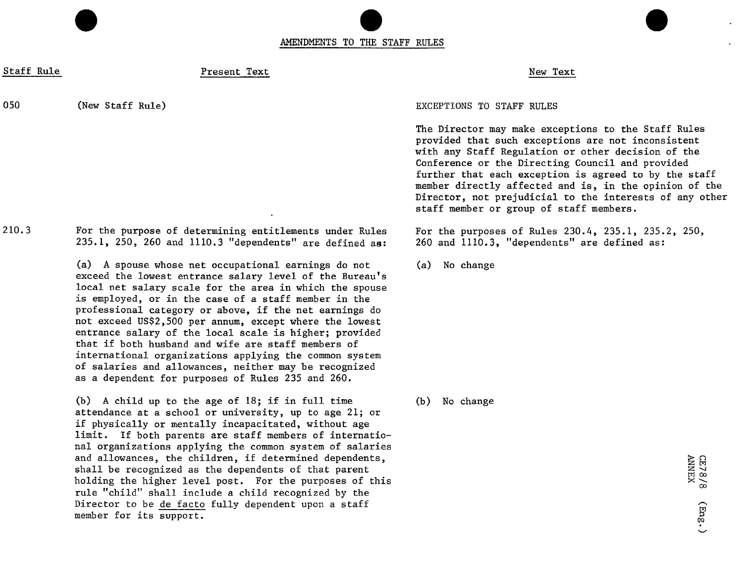## AMENDMENTS TO THE STAFF RULES

| Staff Rule | Present Text | New Text |
|---|---|---|
| 050 | (New Staff Rule) | EXCEPTIONS TO STAFF RULES<br><br>The Director may make exceptions to the Staff Rules provided that such exceptions are not inconsistent with any Staff Regulation or other decision of the Conference or the Directing Council and provided further that each exception is agreed to by the staff member directly affected and is, in the opinion of the Director, not prejudicial to the interests of any other staff member or group of staff members. |
| 210.3 | For the purpose of determining entitlements under Rules 235.1, 250, 260 and 1110.3 "dependents" are defined as: | For the purposes of Rules 230.4, 235.1, 235.2, 250, 260 and 1110.3, "dependents" are defined as: |
| | (a) A spouse whose net occupational earnings do not exceed the lowest entrance salary level of the Bureau's local net salary scale for the area in which the spouse is employed, or in the case of a staff member in the professional category or above, if the net earnings do not exceed US$2,500 per annum, except where the lowest entrance salary of the local scale is higher; provided that if both husband and wife are staff members of international organizations applying the common system of salaries and allowances, neither may be recognized as a dependent for purposes of Rules 235 and 260. | (a) No change |
| | (b) A child up to the age of 18; if in full time attendance at a school or university, up to age 21; or if physically or mentally incapacitated, without age limit. If both parents are staff members of international organizations applying the common system of salaries and allowances, the children, if determined dependents, shall be recognized as the dependents of that parent holding the higher level post. For the purposes of this rule "child" shall include a child recognized by the Director to be *de facto* fully dependent upon a staff member for its support. | (b) No change |

CE78/8 (Eng.)
ANNEX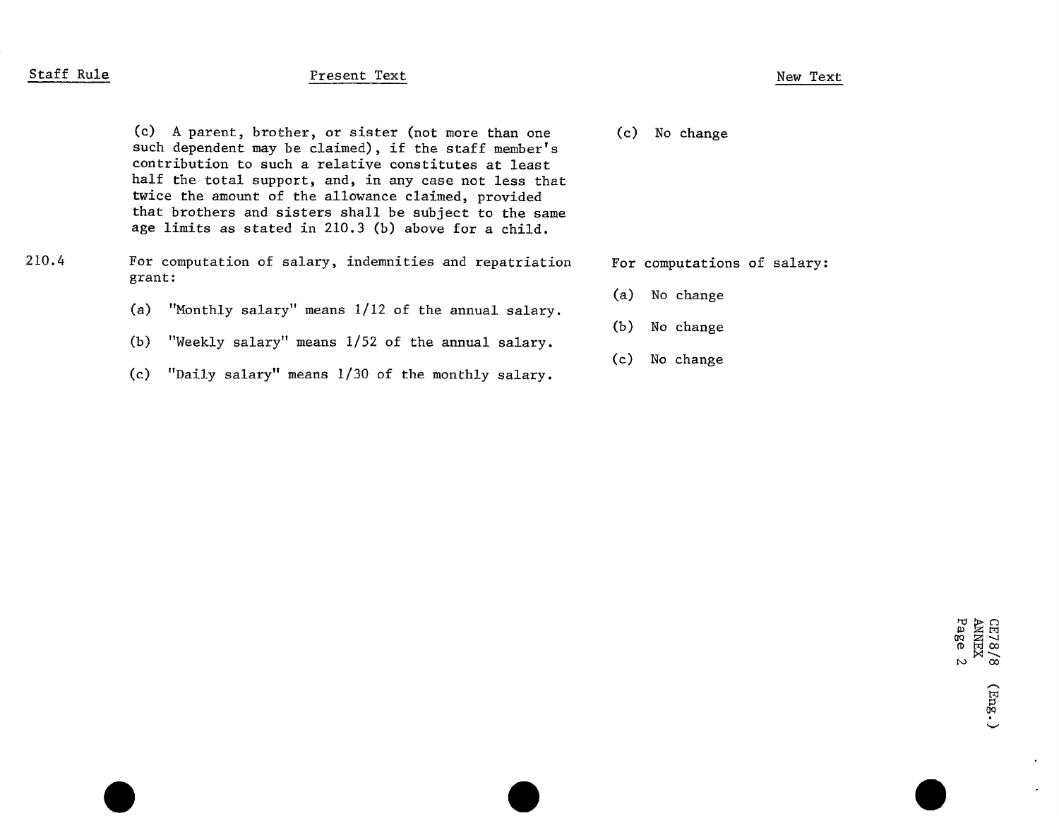| Staff Rule | Present Text | New Text |
|---|---|---|
| | (c) A parent, brother, or sister (not more than one such dependent may be claimed), if the staff member's contribution to such a relative constitutes at least half the total support, and, in any case not less that twice the amount of the allowance claimed, provided that brothers and sisters shall be subject to the same age limits as stated in 210.3 (b) above for a child. | (c) No change |
| 210.4 | For computation of salary, indemnities and repatriation grant: | For computations of salary: |
| | (a) "Monthly salary" means 1/12 of the annual salary. | (a) No change |
| | (b) "Weekly salary" means 1/52 of the annual salary. | (b) No change |
| | (c) "Daily salary" means 1/30 of the monthly salary. | (c) No change |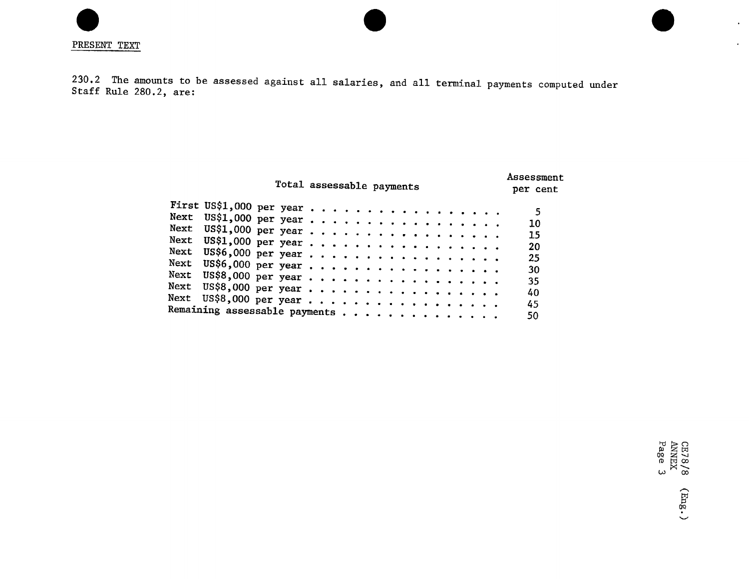PRESENT TEXT

230.2 The amounts to be assessed against all salaries, and all terminal payments computed under Staff Rule 280.2, are:

| Total assessable payments | Assessment per cent |
|---|---|
| First US$1,000 per year | 5 |
| Next US$1,000 per year | 10 |
| Next US$1,000 per year | 15 |
| Next US$1,000 per year | 20 |
| Next US$6,000 per year | 25 |
| Next US$6,000 per year | 30 |
| Next US$8,000 per year | 35 |
| Next US$8,000 per year | 40 |
| Next US$8,000 per year | 45 |
| Remaining assessable payments | 50 |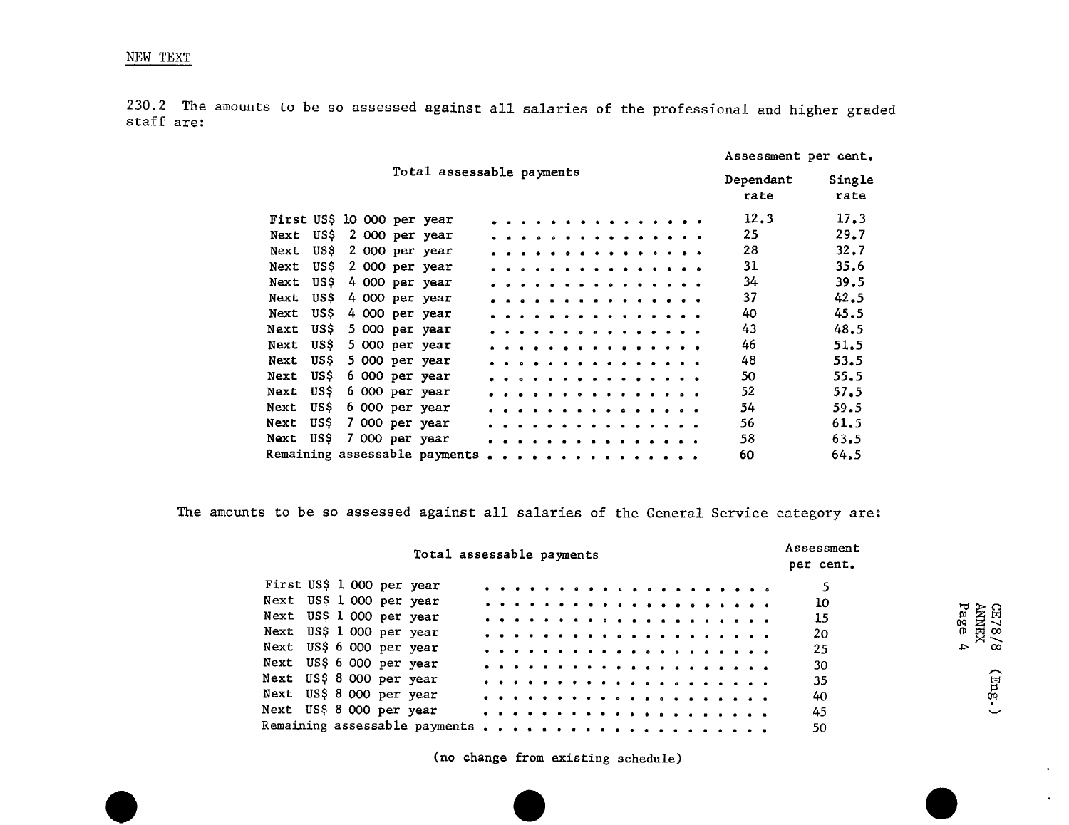NEW TEXT

230.2 The amounts to be so assessed against all salaries of the professional and higher graded staff are:

| Total assessable payments | Assessment per cent. | |
|---|---|---|
| | Dependant rate | Single rate |
| First US$ 10 000 per year | 12.3 | 17.3 |
| Next US$ 2 000 per year | 25 | 29.7 |
| Next US$ 2 000 per year | 28 | 32.7 |
| Next US$ 2 000 per year | 31 | 35.6 |
| Next US$ 4 000 per year | 34 | 39.5 |
| Next US$ 4 000 per year | 37 | 42.5 |
| Next US$ 4 000 per year | 40 | 45.5 |
| Next US$ 5 000 per year | 43 | 48.5 |
| Next US$ 5 000 per year | 46 | 51.5 |
| Next US$ 5 000 per year | 48 | 53.5 |
| Next US$ 6 000 per year | 50 | 55.5 |
| Next US$ 6 000 per year | 52 | 57.5 |
| Next US$ 6 000 per year | 54 | 59.5 |
| Next US$ 7 000 per year | 56 | 61.5 |
| Next US$ 7 000 per year | 58 | 63.5 |
| Remaining assessable payments | 60 | 64.5 |

The amounts to be so assessed against all salaries of the General Service category are:

| Total assessable payments | Assessment per cent. |
|---|---|
| First US$ 1 000 per year | 5 |
| Next US$ 1 000 per year | 10 |
| Next US$ 1 000 per year | 15 |
| Next US$ 1 000 per year | 20 |
| Next US$ 6 000 per year | 25 |
| Next US$ 6 000 per year | 30 |
| Next US$ 8 000 per year | 35 |
| Next US$ 8 000 per year | 40 |
| Next US$ 8 000 per year | 45 |
| Remaining assessable payments | 50 |

(no change from existing schedule)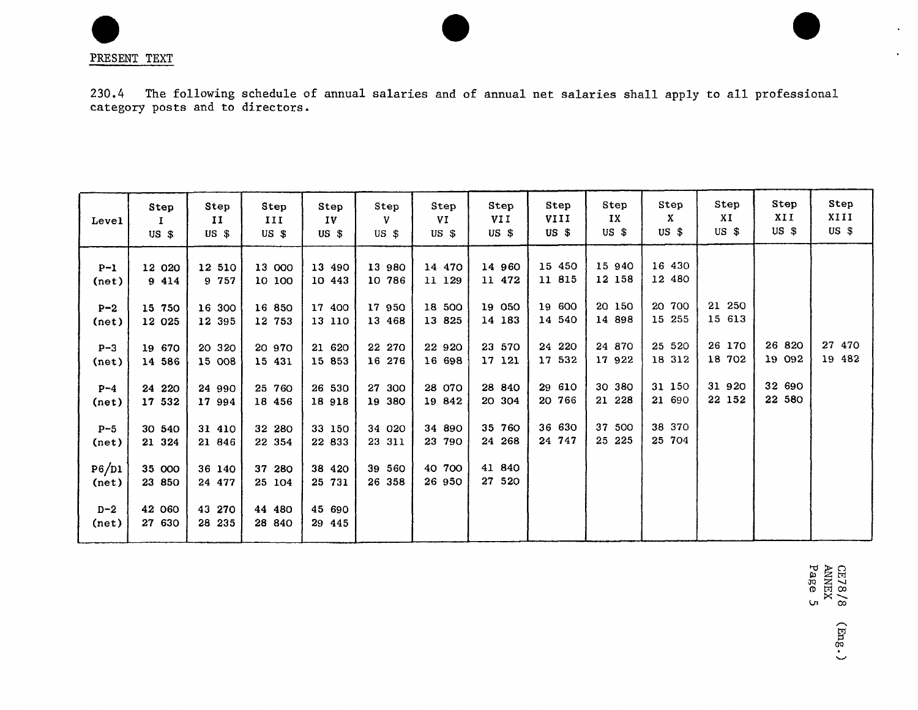PRESENT TEXT

230.4 The following schedule of annual salaries and of annual net salaries shall apply to all professional category posts and to directors.

| Level | Step I US $ | Step II US $ | Step III US $ | Step IV US $ | Step V US $ | Step VI US $ | Step VII US $ | Step VIII US $ | Step IX US $ | Step X US $ | Step XI US $ | Step XII US $ | Step XIII US $ |
|---|---|---|---|---|---|---|---|---|---|---|---|---|---|
| P-1 | 12 020 | 12 510 | 13 000 | 13 490 | 13 980 | 14 470 | 14 960 | 15 450 | 15 940 | 16 430 | | | |
| (net) | 9 414 | 9 757 | 10 100 | 10 443 | 10 786 | 11 129 | 11 472 | 11 815 | 12 158 | 12 480 | | | |
| P-2 | 15 750 | 16 300 | 16 850 | 17 400 | 17 950 | 18 500 | 19 050 | 19 600 | 20 150 | 20 700 | 21 250 | | |
| (net) | 12 025 | 12 395 | 12 753 | 13 110 | 13 468 | 13 825 | 14 183 | 14 540 | 14 898 | 15 255 | 15 613 | | |
| P-3 | 19 670 | 20 320 | 20 970 | 21 620 | 22 270 | 22 920 | 23 570 | 24 220 | 24 870 | 25 520 | 26 170 | 26 820 | 27 470 |
| (net) | 14 586 | 15 008 | 15 431 | 15 853 | 16 276 | 16 698 | 17 121 | 17 532 | 17 922 | 18 312 | 18 702 | 19 092 | 19 482 |
| P-4 | 24 220 | 24 990 | 25 760 | 26 530 | 27 300 | 28 070 | 28 840 | 29 610 | 30 380 | 31 150 | 31 920 | 32 690 | |
| (net) | 17 532 | 17 994 | 18 456 | 18 918 | 19 380 | 19 842 | 20 304 | 20 766 | 21 228 | 21 690 | 22 152 | 22 580 | |
| P-5 | 30 540 | 31 410 | 32 280 | 33 150 | 34 020 | 34 890 | 35 760 | 36 630 | 37 500 | 38 370 | | | |
| (net) | 21 324 | 21 846 | 22 354 | 22 833 | 23 311 | 23 790 | 24 268 | 24 747 | 25 225 | 25 704 | | | |
| P6/D1 | 35 000 | 36 140 | 37 280 | 38 420 | 39 560 | 40 700 | 41 840 | | | | | | |
| (net) | 23 850 | 24 477 | 25 104 | 25 731 | 26 358 | 26 950 | 27 520 | | | | | | |
| D-2 | 42 060 | 43 270 | 44 480 | 45 690 | | | | | | | | | |
| (net) | 27 630 | 28 235 | 28 840 | 29 445 | | | | | | | | | |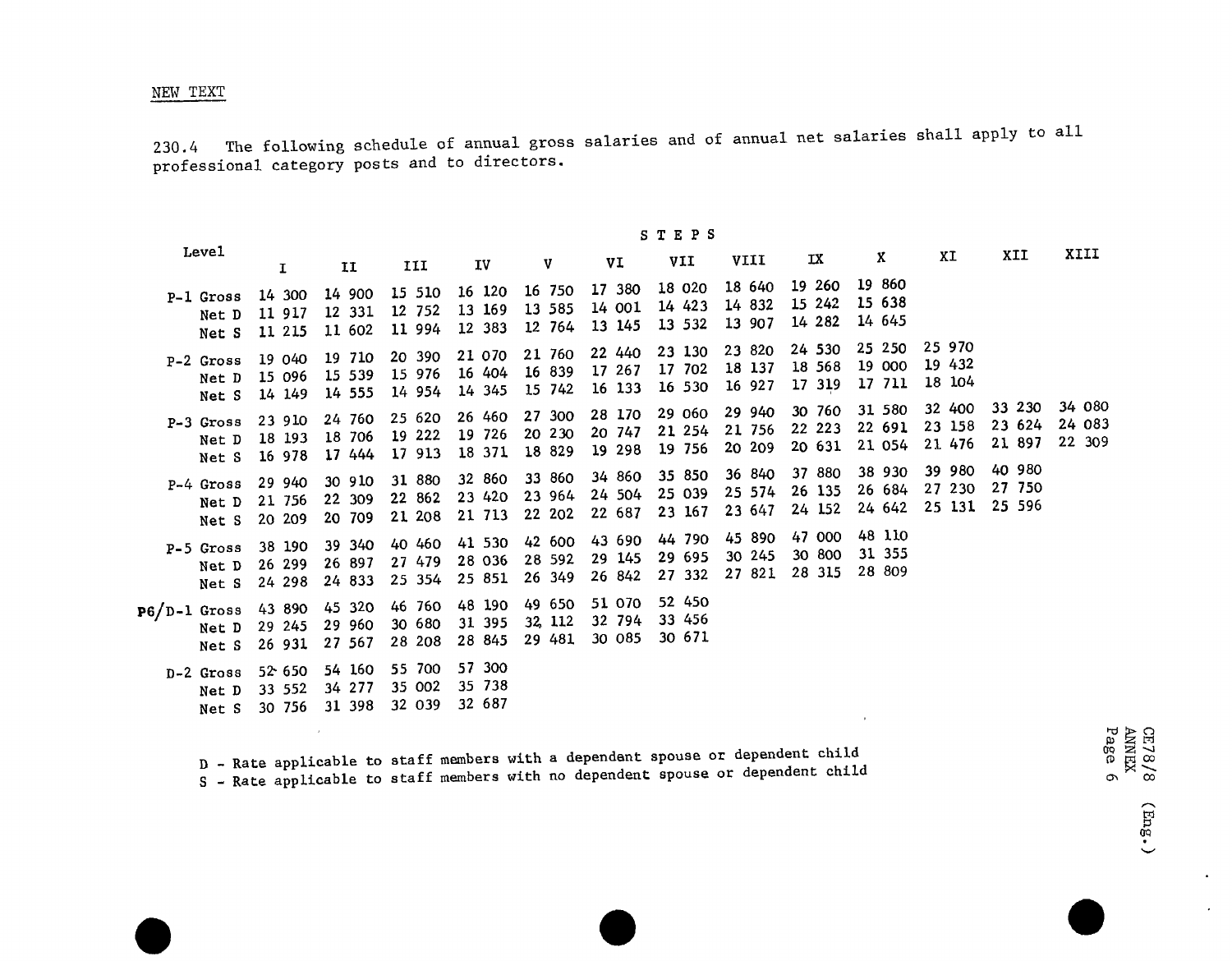NEW TEXT

230.4 The following schedule of annual gross salaries and of annual net salaries shall apply to all professional category posts and to directors.

| Level | | STEPS | | | | | | | | | | | | |
|---|---|---|---|---|---|---|---|---|---|---|---|---|---|---|
| | | I | II | III | IV | V | VI | VII | VIII | IX | X | XI | XII | XIII |
| P-1 | Gross | 14 300 | 14 900 | 15 510 | 16 120 | 16 750 | 17 380 | 18 020 | 18 640 | 19 260 | 19 860 | | | |
| | Net D | 11 917 | 12 331 | 12 752 | 13 169 | 13 585 | 14 001 | 14 423 | 14 832 | 15 242 | 15 638 | | | |
| | Net S | 11 215 | 11 602 | 11 994 | 12 383 | 12 764 | 13 145 | 13 532 | 13 907 | 14 282 | 14 645 | | | |
| P-2 | Gross | 19 040 | 19 710 | 20 390 | 21 070 | 21 760 | 22 440 | 23 130 | 23 820 | 24 530 | 25 250 | 25 970 | | |
| | Net D | 15 096 | 15 539 | 15 976 | 16 404 | 16 839 | 17 267 | 17 702 | 18 137 | 18 568 | 19 000 | 19 432 | | |
| | Net S | 14 149 | 14 555 | 14 954 | 14 345 | 15 742 | 16 133 | 16 530 | 16 927 | 17 319 | 17 711 | 18 104 | | |
| P-3 | Gross | 23 910 | 24 760 | 25 620 | 26 460 | 27 300 | 28 170 | 29 060 | 29 940 | 30 760 | 31 580 | 32 400 | 33 230 | 34 080 |
| | Net D | 18 193 | 18 706 | 19 222 | 19 726 | 20 230 | 20 747 | 21 254 | 21 756 | 22 223 | 22 691 | 23 158 | 23 624 | 24 083 |
| | Net S | 16 978 | 17 444 | 17 913 | 18 371 | 18 829 | 19 298 | 19 756 | 20 209 | 20 631 | 21 054 | 21 476 | 21 897 | 22 309 |
| P-4 | Gross | 29 940 | 30 910 | 31 880 | 32 860 | 33 860 | 34 860 | 35 850 | 36 840 | 37 880 | 38 930 | 39 980 | 40 980 | |
| | Net D | 21 756 | 22 309 | 22 862 | 23 420 | 23 964 | 24 504 | 25 039 | 25 574 | 26 135 | 26 684 | 27 230 | 27 750 | |
| | Net S | 20 209 | 20 709 | 21 208 | 21 713 | 22 202 | 22 687 | 23 167 | 23 647 | 24 152 | 24 642 | 25 131 | 25 596 | |
| P-5 | Gross | 38 190 | 39 340 | 40 460 | 41 530 | 42 600 | 43 690 | 44 790 | 45 890 | 47 000 | 48 110 | | | |
| | Net D | 26 299 | 26 897 | 27 479 | 28 036 | 28 592 | 29 145 | 29 695 | 30 245 | 30 800 | 31 355 | | | |
| | Net S | 24 298 | 24 833 | 25 354 | 25 851 | 26 349 | 26 842 | 27 332 | 27 821 | 28 315 | 28 809 | | | |
| P6/D-1 | Gross | 43 890 | 45 320 | 46 760 | 48 190 | 49 650 | 51 070 | 52 450 | | | | | | |
| | Net D | 29 245 | 29 960 | 30 680 | 31 395 | 32 112 | 32 794 | 33 456 | | | | | | |
| | Net S | 26 931 | 27 567 | 28 208 | 28 845 | 29 481 | 30 085 | 30 671 | | | | | | |
| D-2 | Gross | 52 650 | 54 160 | 55 700 | 57 300 | | | | | | | | | |
| | Net D | 33 552 | 34 277 | 35 002 | 35 738 | | | | | | | | | |
| | Net S | 30 756 | 31 398 | 32 039 | 32 687 | | | | | | | | | |

D - Rate applicable to staff members with a dependent spouse or dependent child
S - Rate applicable to staff members with no dependent spouse or dependent child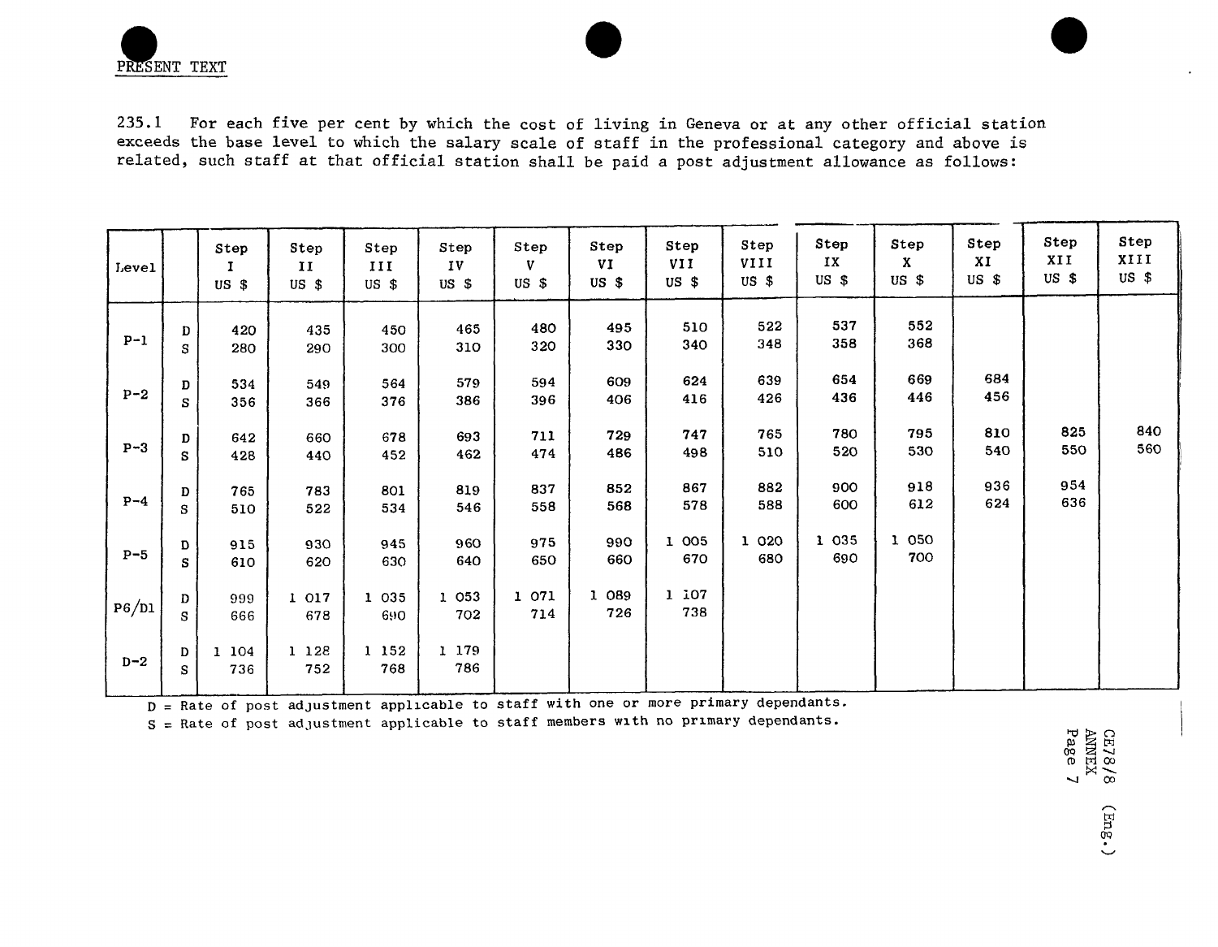PRESENT TEXT

235.1 For each five per cent by which the cost of living in Geneva or at any other official station exceeds the base level to which the salary scale of staff in the professional category and above is related, such staff at that official station shall be paid a post adjustment allowance as follows:

| Level | | Step I US $ | Step II US $ | Step III US $ | Step IV US $ | Step V US $ | Step VI US $ | Step VII US $ | Step VIII US $ | Step IX US $ | Step X US $ | Step XI US $ | Step XII US $ | Step XIII US $ |
|---|---|---|---|---|---|---|---|---|---|---|---|---|---|---|
| P-1 | D | 420 | 435 | 450 | 465 | 480 | 495 | 510 | 522 | 537 | 552 | | | |
| | S | 280 | 290 | 300 | 310 | 320 | 330 | 340 | 348 | 358 | 368 | | | |
| P-2 | D | 534 | 549 | 564 | 579 | 594 | 609 | 624 | 639 | 654 | 669 | 684 | | |
| | S | 356 | 366 | 376 | 386 | 396 | 406 | 416 | 426 | 436 | 446 | 456 | | |
| P-3 | D | 642 | 660 | 678 | 693 | 711 | 729 | 747 | 765 | 780 | 795 | 810 | 825 | 840 |
| | S | 428 | 440 | 452 | 462 | 474 | 486 | 498 | 510 | 520 | 530 | 540 | 550 | 560 |
| P-4 | D | 765 | 783 | 801 | 819 | 837 | 852 | 867 | 882 | 900 | 918 | 936 | 954 | |
| | S | 510 | 522 | 534 | 546 | 558 | 568 | 578 | 588 | 600 | 612 | 624 | 636 | |
| P-5 | D | 915 | 930 | 945 | 960 | 975 | 990 | 1 005 | 1 020 | 1 035 | 1 050 | | | |
| | S | 610 | 620 | 630 | 640 | 650 | 660 | 670 | 680 | 690 | 700 | | | |
| P6/D1 | D | 999 | 1 017 | 1 035 | 1 053 | 1 071 | 1 089 | 1 107 | | | | | | |
| | S | 666 | 678 | 690 | 702 | 714 | 726 | 738 | | | | | | |
| D-2 | D | 1 104 | 1 128 | 1 152 | 1 179 | | | | | | | | | |
| | S | 736 | 752 | 768 | 786 | | | | | | | | | |

D = Rate of post adjustment applicable to staff with one or more primary dependants.

S = Rate of post adjustment applicable to staff members with no primary dependants.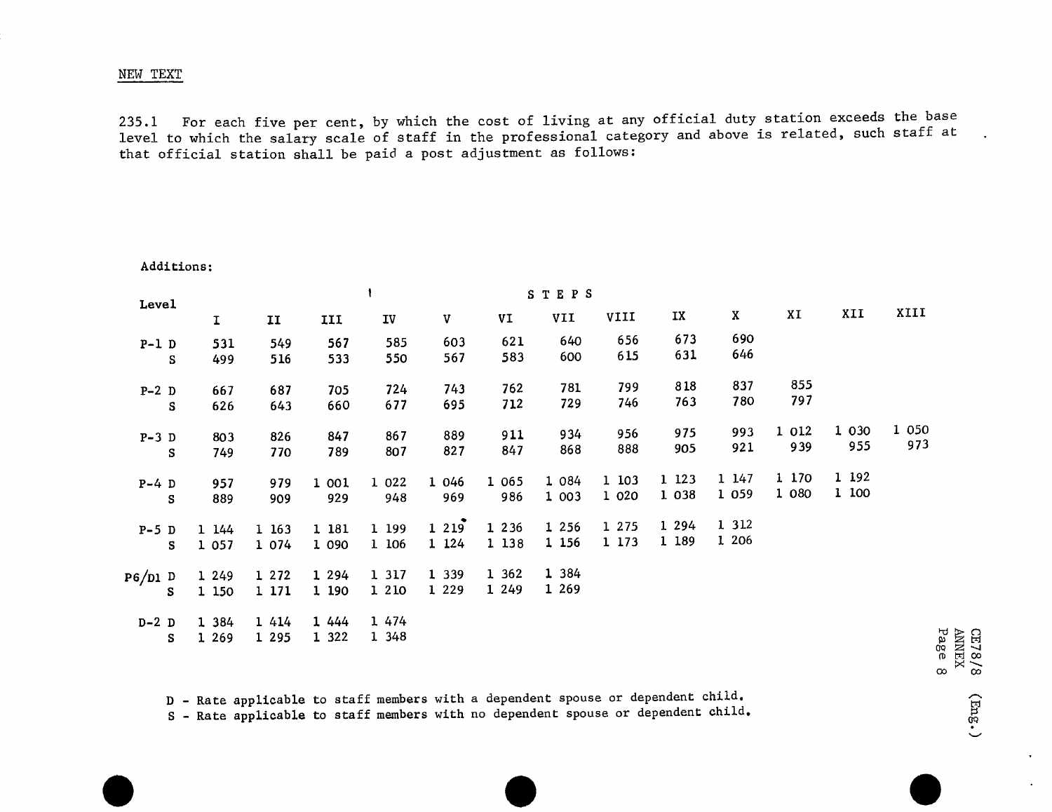NEW TEXT

235.1 For each five per cent, by which the cost of living at any official duty station exceeds the base level to which the salary scale of staff in the professional category and above is related, such staff at that official station shall be paid a post adjustment as follows:

Additions:

| Level | | STEPS | | | | | | | | | | | | |
|---|---|---|---|---|---|---|---|---|---|---|---|---|---|---|
| | | I | II | III | IV | V | VI | VII | VIII | IX | X | XI | XII | XIII |
| P-1 | D | 531 | 549 | 567 | 585 | 603 | 621 | 640 | 656 | 673 | 690 | | | |
| | S | 499 | 516 | 533 | 550 | 567 | 583 | 600 | 615 | 631 | 646 | | | |
| P-2 | D | 667 | 687 | 705 | 724 | 743 | 762 | 781 | 799 | 818 | 837 | 855 | | |
| | S | 626 | 643 | 660 | 677 | 695 | 712 | 729 | 746 | 763 | 780 | 797 | | |
| P-3 | D | 803 | 826 | 847 | 867 | 889 | 911 | 934 | 956 | 975 | 993 | 1 012 | 1 030 | 1 050 |
| | S | 749 | 770 | 789 | 807 | 827 | 847 | 868 | 888 | 905 | 921 | 939 | 955 | 973 |
| P-4 | D | 957 | 979 | 1 001 | 1 022 | 1 046 | 1 065 | 1 084 | 1 103 | 1 123 | 1 147 | 1 170 | 1 192 | |
| | S | 889 | 909 | 929 | 948 | 969 | 986 | 1 003 | 1 020 | 1 038 | 1 059 | 1 080 | 1 100 | |
| P-5 | D | 1 144 | 1 163 | 1 181 | 1 199 | 1 219 | 1 236 | 1 256 | 1 275 | 1 294 | 1 312 | | | |
| | S | 1 057 | 1 074 | 1 090 | 1 106 | 1 124 | 1 138 | 1 156 | 1 173 | 1 189 | 1 206 | | | |
| P6/D1 | D | 1 249 | 1 272 | 1 294 | 1 317 | 1 339 | 1 362 | 1 384 | | | | | | |
| | S | 1 150 | 1 171 | 1 190 | 1 210 | 1 229 | 1 249 | 1 269 | | | | | | |
| D-2 | D | 1 384 | 1 414 | 1 444 | 1 474 | | | | | | | | | |
| | S | 1 269 | 1 295 | 1 322 | 1 348 | | | | | | | | | |

D - Rate applicable to staff members with a dependent spouse or dependent child.
S - Rate applicable to staff members with no dependent spouse or dependent child.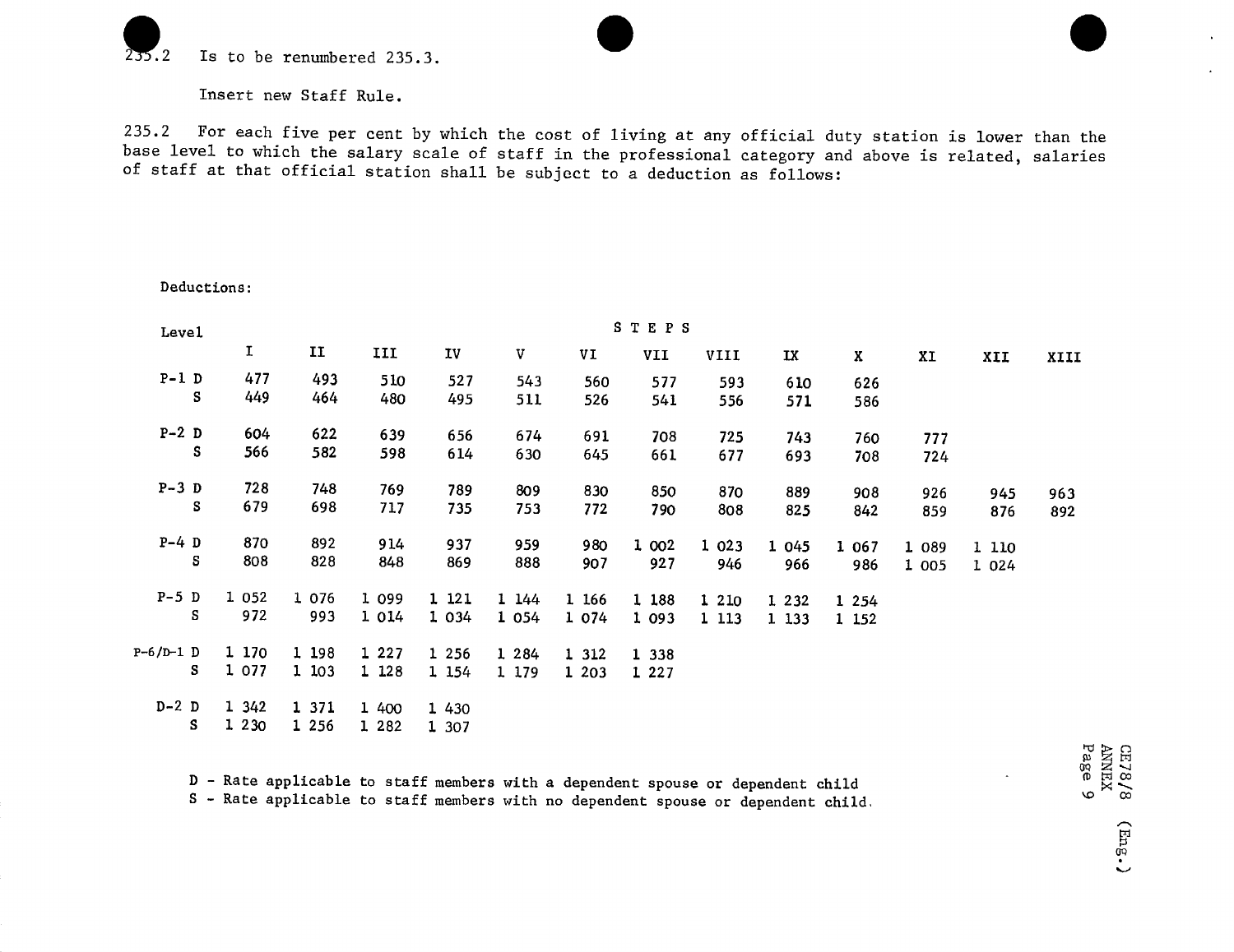235.2 Is to be renumbered 235.3.

Insert new Staff Rule.

235.2 For each five per cent by which the cost of living at any official duty station is lower than the base level to which the salary scale of staff in the professional category and above is related, salaries of staff at that official station shall be subject to a deduction as follows:

Deductions:

| Level | | STEPS | | | | | | | | | | | | |
|---|---|---|---|---|---|---|---|---|---|---|---|---|---|---|
| | | I | II | III | IV | V | VI | VII | VIII | IX | X | XI | XII | XIII |
| P-1 | D | 477 | 493 | 510 | 527 | 543 | 560 | 577 | 593 | 610 | 626 | | | |
| | S | 449 | 464 | 480 | 495 | 511 | 526 | 541 | 556 | 571 | 586 | | | |
| P-2 | D | 604 | 622 | 639 | 656 | 674 | 691 | 708 | 725 | 743 | 760 | 777 | | |
| | S | 566 | 582 | 598 | 614 | 630 | 645 | 661 | 677 | 693 | 708 | 724 | | |
| P-3 | D | 728 | 748 | 769 | 789 | 809 | 830 | 850 | 870 | 889 | 908 | 926 | 945 | 963 |
| | S | 679 | 698 | 717 | 735 | 753 | 772 | 790 | 808 | 825 | 842 | 859 | 876 | 892 |
| P-4 | D | 870 | 892 | 914 | 937 | 959 | 980 | 1 002 | 1 023 | 1 045 | 1 067 | 1 089 | 1 110 | |
| | S | 808 | 828 | 848 | 869 | 888 | 907 | 927 | 946 | 966 | 986 | 1 005 | 1 024 | |
| P-5 | D | 1 052 | 1 076 | 1 099 | 1 121 | 1 144 | 1 166 | 1 188 | 1 210 | 1 232 | 1 254 | | | |
| | S | 972 | 993 | 1 014 | 1 034 | 1 054 | 1 074 | 1 093 | 1 113 | 1 133 | 1 152 | | | |
| P-6/D-1 | D | 1 170 | 1 198 | 1 227 | 1 256 | 1 284 | 1 312 | 1 338 | | | | | | |
| | S | 1 077 | 1 103 | 1 128 | 1 154 | 1 179 | 1 203 | 1 227 | | | | | | |
| D-2 | D | 1 342 | 1 371 | 1 400 | 1 430 | | | | | | | | | |
| | S | 1 230 | 1 256 | 1 282 | 1 307 | | | | | | | | | |

D - Rate applicable to staff members with a dependent spouse or dependent child

S - Rate applicable to staff members with no dependent spouse or dependent child.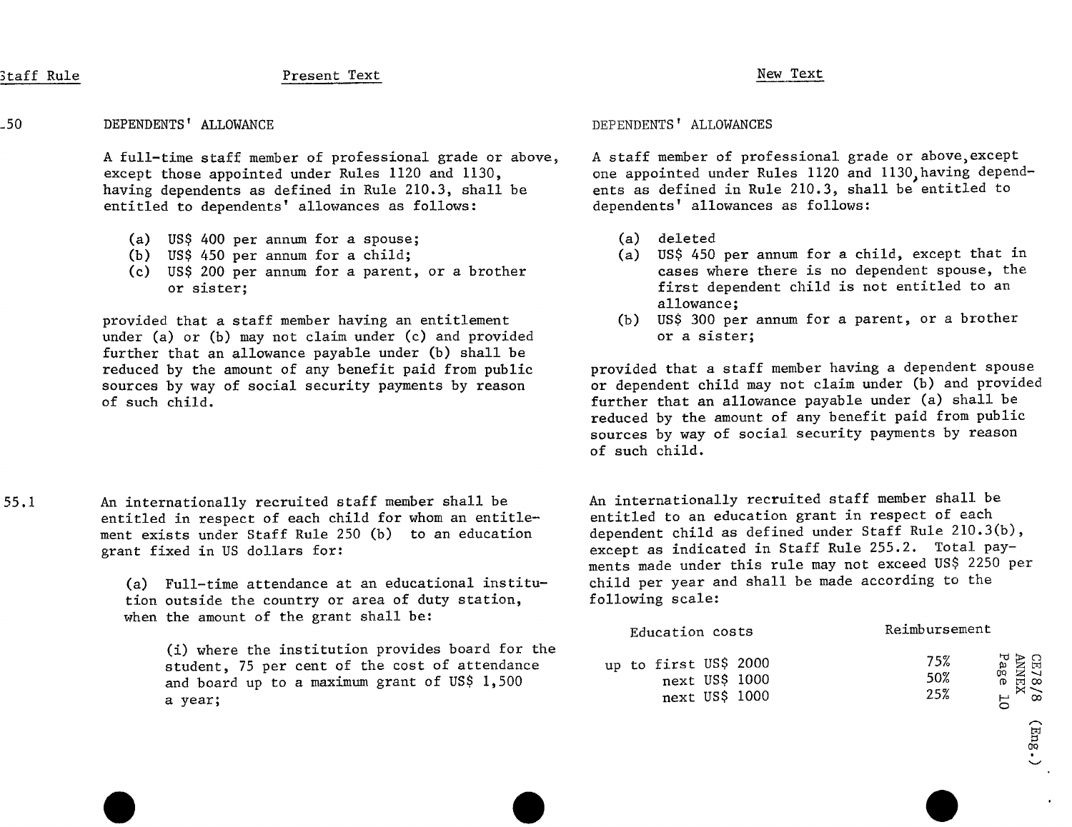| Staff Rule | Present Text | New Text |
|---|---|---|
| 250 | DEPENDENTS' ALLOWANCE | DEPENDENTS' ALLOWANCES |
| | A full-time staff member of professional grade or above, except those appointed under Rules 1120 and 1130, having dependents as defined in Rule 210.3, shall be entitled to dependents' allowances as follows: | A staff member of professional grade or above, except one appointed under Rules 1120 and 1130, having dependents as defined in Rule 210.3, shall be entitled to dependents' allowances as follows: |
| | (a) US$ 400 per annum for a spouse;<br>(b) US$ 450 per annum for a child;<br>(c) US$ 200 per annum for a parent, or a brother or sister; | (a) deleted<br>(a) US$ 450 per annum for a child, except that in cases where there is no dependent spouse, the first dependent child is not entitled to an allowance;<br>(b) US$ 300 per annum for a parent, or a brother or a sister; |
| | provided that a staff member having an entitlement under (a) or (b) may not claim under (c) and provided further that an allowance payable under (b) shall be reduced by the amount of any benefit paid from public sources by way of social security payments by reason of such child. | provided that a staff member having a dependent spouse or dependent child may not claim under (b) and provided further that an allowance payable under (a) shall be reduced by the amount of any benefit paid from public sources by way of social security payments by reason of such child. |
| 255.1 | An internationally recruited staff member shall be entitled in respect of each child for whom an entitlement exists under Staff Rule 250 (b) to an education grant fixed in US dollars for: | An internationally recruited staff member shall be entitled to an education grant in respect of each dependent child as defined under Staff Rule 210.3(b), except as indicated in Staff Rule 255.2. Total payments made under this rule may not exceed US$ 2250 per child per year and shall be made according to the following scale: |
| | (a) Full-time attendance at an educational institution outside the country or area of duty station, when the amount of the grant shall be: | Education costs — Reimbursement<br>up to first US$ 2000 — 75%<br>next US$ 1000 — 50%<br>next US$ 1000 — 25% |
| | (i) where the institution provides board for the student, 75 per cent of the cost of attendance and board up to a maximum grant of US$ 1,500 a year; | |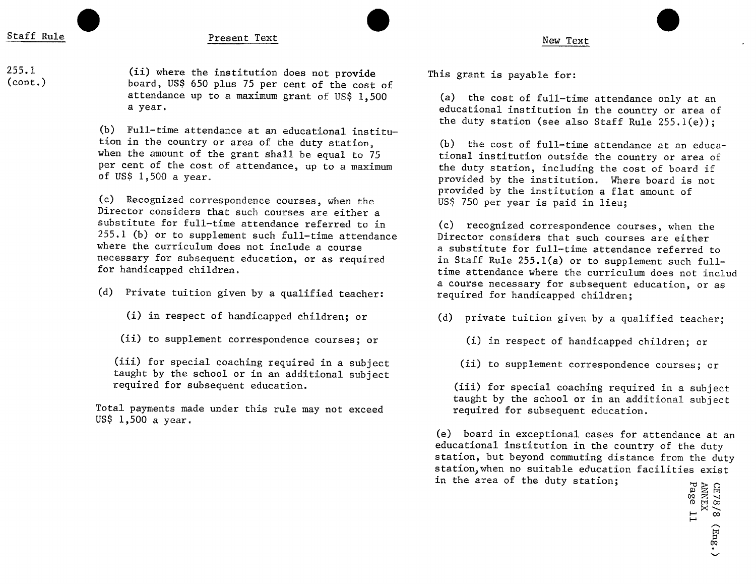| Staff Rule | Present Text | New Text |
|---|---|---|
| 255.1 (cont.) | (ii) where the institution does not provide board, US$ 650 plus 75 per cent of the cost of attendance up to a maximum grant of US$ 1,500 a year. | This grant is payable for: |
| | (b) Full-time attendance at an educational institution in the country or area of the duty station, when the amount of the grant shall be equal to 75 per cent of the cost of attendance, up to a maximum of US$ 1,500 a year. | (a) the cost of full-time attendance only at an educational institution in the country or area of the duty station (see also Staff Rule 255.1(e)); |
| | | (b) the cost of full-time attendance at an educational institution outside the country or area of the duty station, including the cost of board if provided by the institution. Where board is not provided by the institution a flat amount of US$ 750 per year is paid in lieu; |
| | (c) Recognized correspondence courses, when the Director considers that such courses are either a substitute for full-time attendance referred to in 255.1 (b) or to supplement such full-time attendance where the curriculum does not include a course necessary for subsequent education, or as required for handicapped children. | (c) recognized correspondence courses, when the Director considers that such courses are either a substitute for full-time attendance referred to in Staff Rule 255.1(a) or to supplement such full-time attendance where the curriculum does not includ a course necessary for subsequent education, or as required for handicapped children; |
| | (d) Private tuition given by a qualified teacher: | (d) private tuition given by a qualified teacher; |
| | (i) in respect of handicapped children; or | (i) in respect of handicapped children; or |
| | (ii) to supplement correspondence courses; or | (ii) to supplement correspondence courses; or |
| | (iii) for special coaching required in a subject taught by the school or in an additional subject required for subsequent education. | (iii) for special coaching required in a subject taught by the school or in an additional subject required for subsequent education. |
| | Total payments made under this rule may not exceed US$ 1,500 a year. | (e) board in exceptional cases for attendance at an educational institution in the country of the duty station, but beyond commuting distance from the duty station, when no suitable education facilities exist in the area of the duty station; |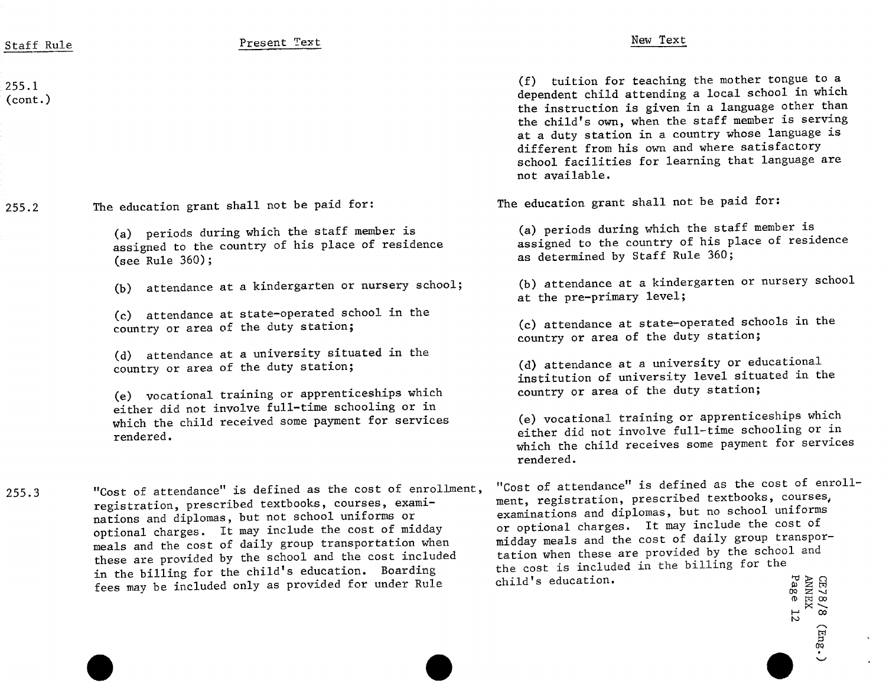| Staff Rule | Present Text | New Text |
|---|---|---|
| 255.1 (cont.) | | (f) tuition for teaching the mother tongue to a dependent child attending a local school in which the instruction is given in a language other than the child's own, when the staff member is serving at a duty station in a country whose language is different from his own and where satisfactory school facilities for learning that language are not available. |
| 255.2 | The education grant shall not be paid for: | The education grant shall not be paid for: |
| | (a) periods during which the staff member is assigned to the country of his place of residence (see Rule 360); | (a) periods during which the staff member is assigned to the country of his place of residence as determined by Staff Rule 360; |
| | (b) attendance at a kindergarten or nursery school; | (b) attendance at a kindergarten or nursery school at the pre-primary level; |
| | (c) attendance at state-operated school in the country or area of the duty station; | (c) attendance at state-operated schools in the country or area of the duty station; |
| | (d) attendance at a university situated in the country or area of the duty station; | (d) attendance at a university or educational institution of university level situated in the country or area of the duty station; |
| | (e) vocational training or apprenticeships which either did not involve full-time schooling or in which the child received some payment for services rendered. | (e) vocational training or apprenticeships which either did not involve full-time schooling or in which the child receives some payment for services rendered. |
| 255.3 | "Cost of attendance" is defined as the cost of enrollment, registration, prescribed textbooks, courses, examinations and diplomas, but not school uniforms or optional charges. It may include the cost of midday meals and the cost of daily group transportation when these are provided by the school and the cost included in the billing for the child's education. Boarding fees may be included only as provided for under Rule | "Cost of attendance" is defined as the cost of enrollment, registration, prescribed textbooks, courses, examinations and diplomas, but no school uniforms or optional charges. It may include the cost of midday meals and the cost of daily group transportation when these are provided by the school and the cost is included in the billing for the child's education. |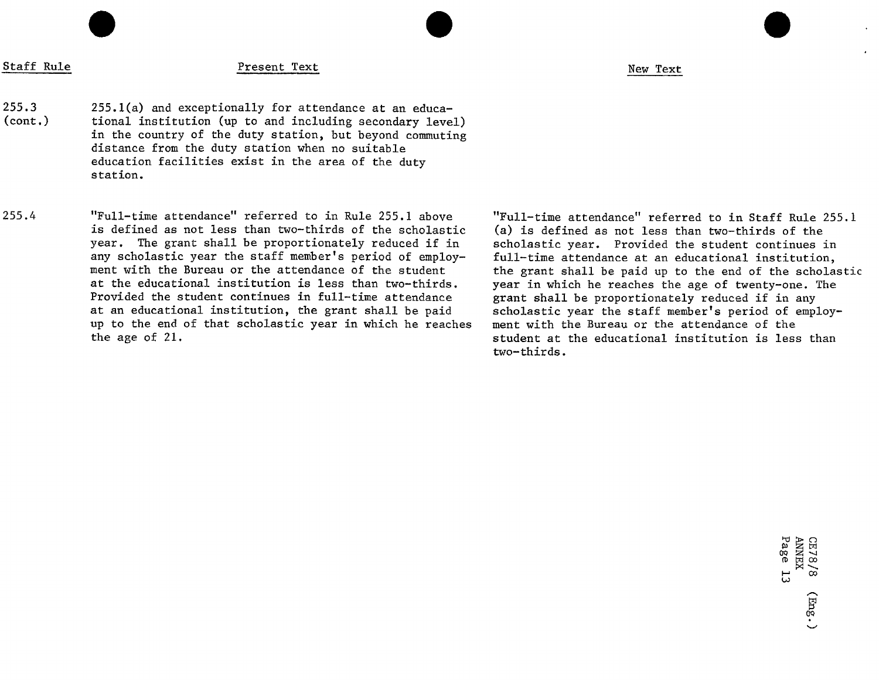| Staff Rule | Present Text | New Text |
|---|---|---|
| 255.3 (cont.) | 255.1(a) and exceptionally for attendance at an educational institution (up to and including secondary level) in the country of the duty station, but beyond commuting distance from the duty station when no suitable education facilities exist in the area of the duty station. | |
| 255.4 | "Full-time attendance" referred to in Rule 255.1 above is defined as not less than two-thirds of the scholastic year. The grant shall be proportionately reduced if in any scholastic year the staff member's period of employment with the Bureau or the attendance of the student at the educational institution is less than two-thirds. Provided the student continues in full-time attendance at an educational institution, the grant shall be paid up to the end of that scholastic year in which he reaches the age of 21. | "Full-time attendance" referred to in Staff Rule 255.1 (a) is defined as not less than two-thirds of the scholastic year. Provided the student continues in full-time attendance at an educational institution, the grant shall be paid up to the end of the scholastic year in which he reaches the age of twenty-one. The grant shall be proportionately reduced if in any scholastic year the staff member's period of employment with the Bureau or the attendance of the student at the educational institution is less than two-thirds. |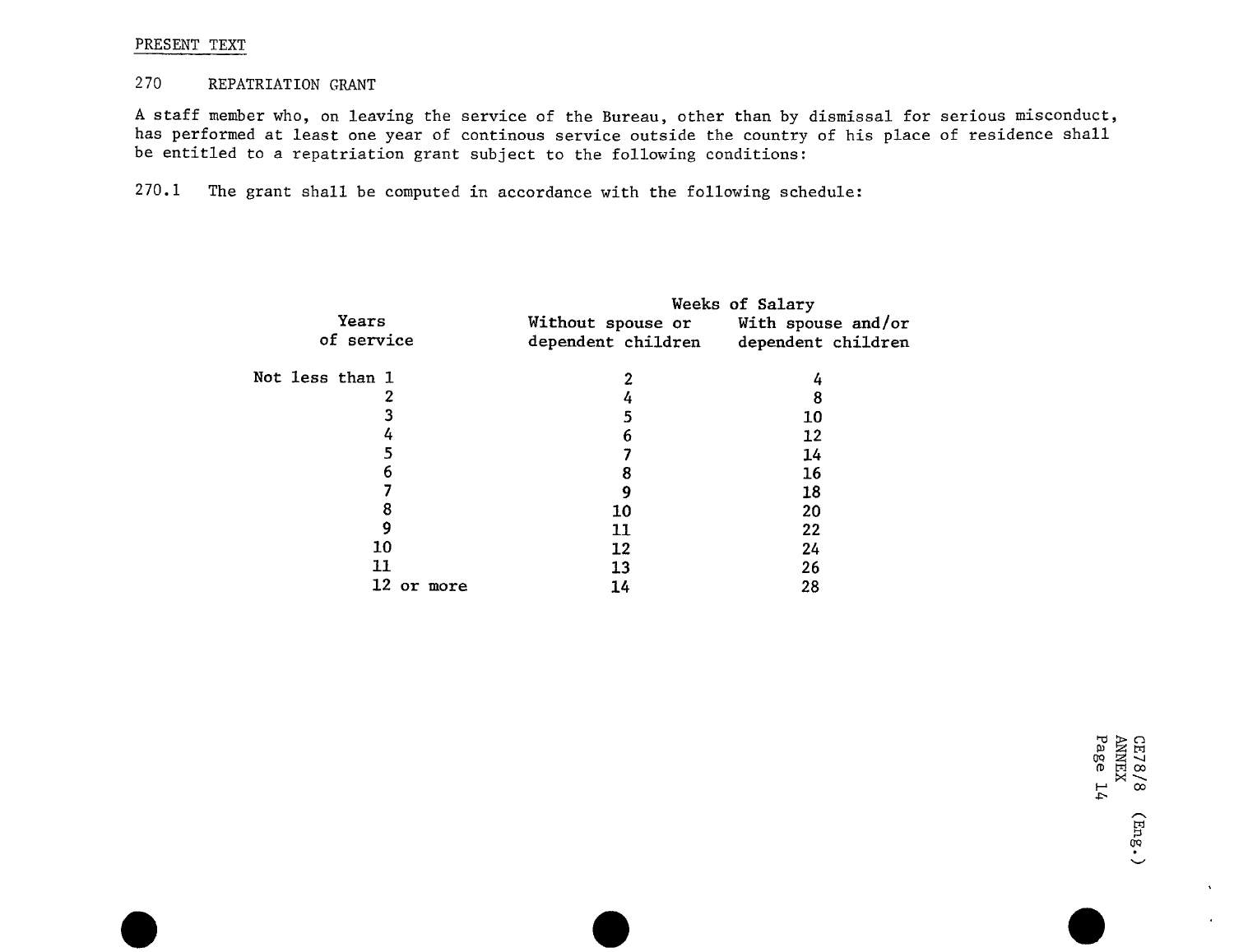PRESENT TEXT

## 270 REPATRIATION GRANT

A staff member who, on leaving the service of the Bureau, other than by dismissal for serious misconduct, has performed at least one year of continous service outside the country of his place of residence shall be entitled to a repatriation grant subject to the following conditions:

270.1 The grant shall be computed in accordance with the following schedule:

| Years of service | Weeks of Salary | |
|---|---|---|
| | Without spouse or dependent children | With spouse and/or dependent children |
| Not less than 1 | 2 | 4 |
| 2 | 4 | 8 |
| 3 | 5 | 10 |
| 4 | 6 | 12 |
| 5 | 7 | 14 |
| 6 | 8 | 16 |
| 7 | 9 | 18 |
| 8 | 10 | 20 |
| 9 | 11 | 22 |
| 10 | 12 | 24 |
| 11 | 13 | 26 |
| 12 or more | 14 | 28 |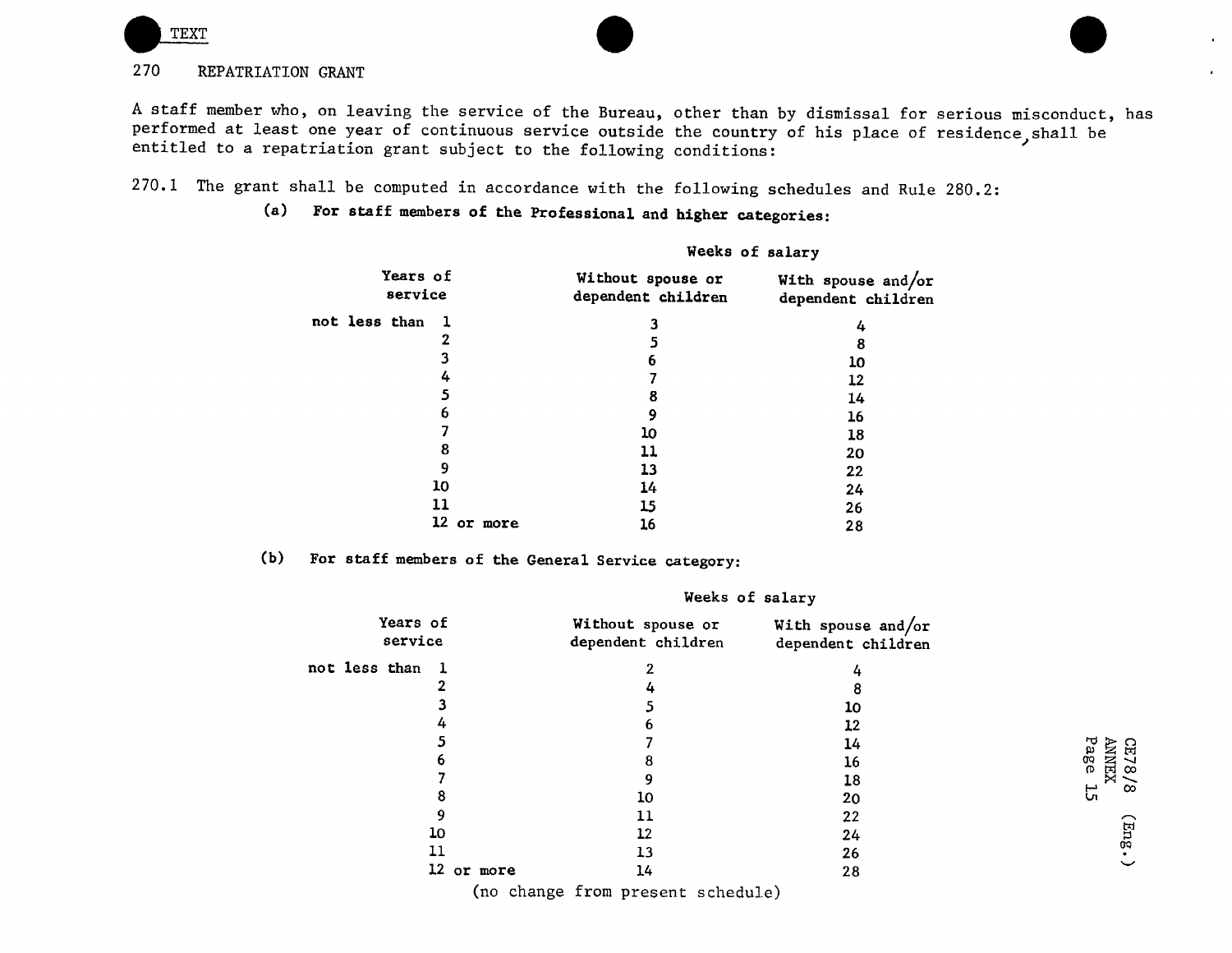TEXT

## 270 REPATRIATION GRANT

A staff member who, on leaving the service of the Bureau, other than by dismissal for serious misconduct, has performed at least one year of continuous service outside the country of his place of residence, shall be entitled to a repatriation grant subject to the following conditions:

270.1 The grant shall be computed in accordance with the following schedules and Rule 280.2:

**(a) For staff members of the Professional and higher categories:**

| Years of service | Weeks of salary | |
|---|---|---|
| | Without spouse or dependent children | With spouse and/or dependent children |
| not less than 1 | 3 | 4 |
| 2 | 5 | 8 |
| 3 | 6 | 10 |
| 4 | 7 | 12 |
| 5 | 8 | 14 |
| 6 | 9 | 16 |
| 7 | 10 | 18 |
| 8 | 11 | 20 |
| 9 | 13 | 22 |
| 10 | 14 | 24 |
| 11 | 15 | 26 |
| 12 or more | 16 | 28 |

**(b) For staff members of the General Service category:**

| Years of service | Weeks of salary | |
|---|---|---|
| | Without spouse or dependent children | With spouse and/or dependent children |
| not less than 1 | 2 | 4 |
| 2 | 4 | 8 |
| 3 | 5 | 10 |
| 4 | 6 | 12 |
| 5 | 7 | 14 |
| 6 | 8 | 16 |
| 7 | 9 | 18 |
| 8 | 10 | 20 |
| 9 | 11 | 22 |
| 10 | 12 | 24 |
| 11 | 13 | 26 |
| 12 or more | 14 | 28 |

(no change from present schedule)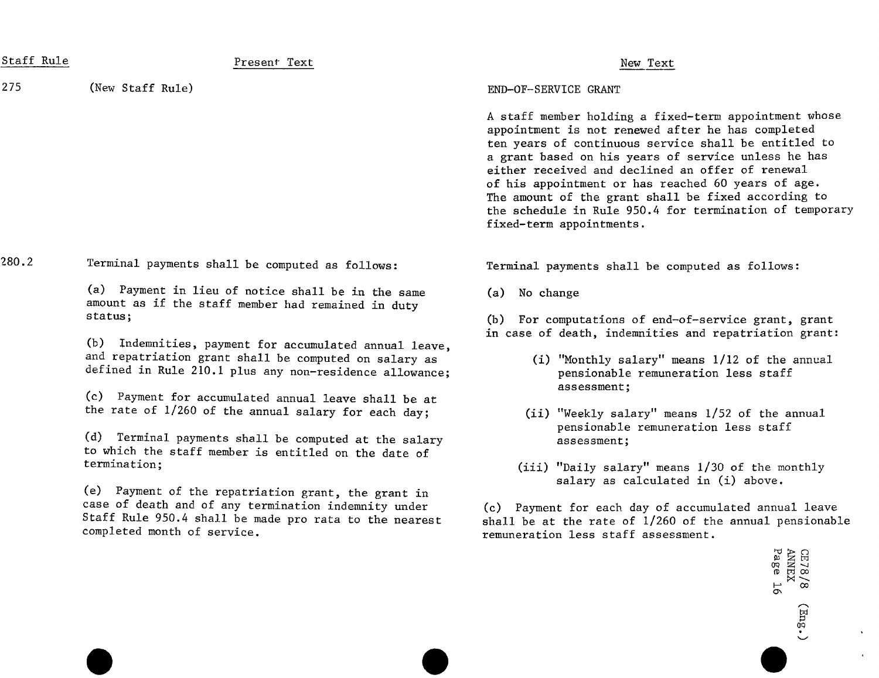| Staff Rule | Present Text | New Text |
|---|---|---|
| 275 | (New Staff Rule) | END-OF-SERVICE GRANT<br><br>A staff member holding a fixed-term appointment whose appointment is not renewed after he has completed ten years of continuous service shall be entitled to a grant based on his years of service unless he has either received and declined an offer of renewal of his appointment or has reached 60 years of age. The amount of the grant shall be fixed according to the schedule in Rule 950.4 for termination of temporary fixed-term appointments. |
| 280.2 | Terminal payments shall be computed as follows:<br><br>(a) Payment in lieu of notice shall be in the same amount as if the staff member had remained in duty status;<br><br>(b) Indemnities, payment for accumulated annual leave, and repatriation grant shall be computed on salary as defined in Rule 210.1 plus any non-residence allowance;<br><br>(c) Payment for accumulated annual leave shall be at the rate of 1/260 of the annual salary for each day;<br><br>(d) Terminal payments shall be computed at the salary to which the staff member is entitled on the date of termination;<br><br>(e) Payment of the repatriation grant, the grant in case of death and of any termination indemnity under Staff Rule 950.4 shall be made pro rata to the nearest completed month of service. | Terminal payments shall be computed as follows:<br><br>(a) No change<br><br>(b) For computations of end-of-service grant, grant in case of death, indemnities and repatriation grant:<br><br>(i) "Monthly salary" means 1/12 of the annual pensionable remuneration less staff assessment;<br><br>(ii) "Weekly salary" means 1/52 of the annual pensionable remuneration less staff assessment;<br><br>(iii) "Daily salary" means 1/30 of the monthly salary as calculated in (i) above.<br><br>(c) Payment for each day of accumulated annual leave shall be at the rate of 1/260 of the annual pensionable remuneration less staff assessment. |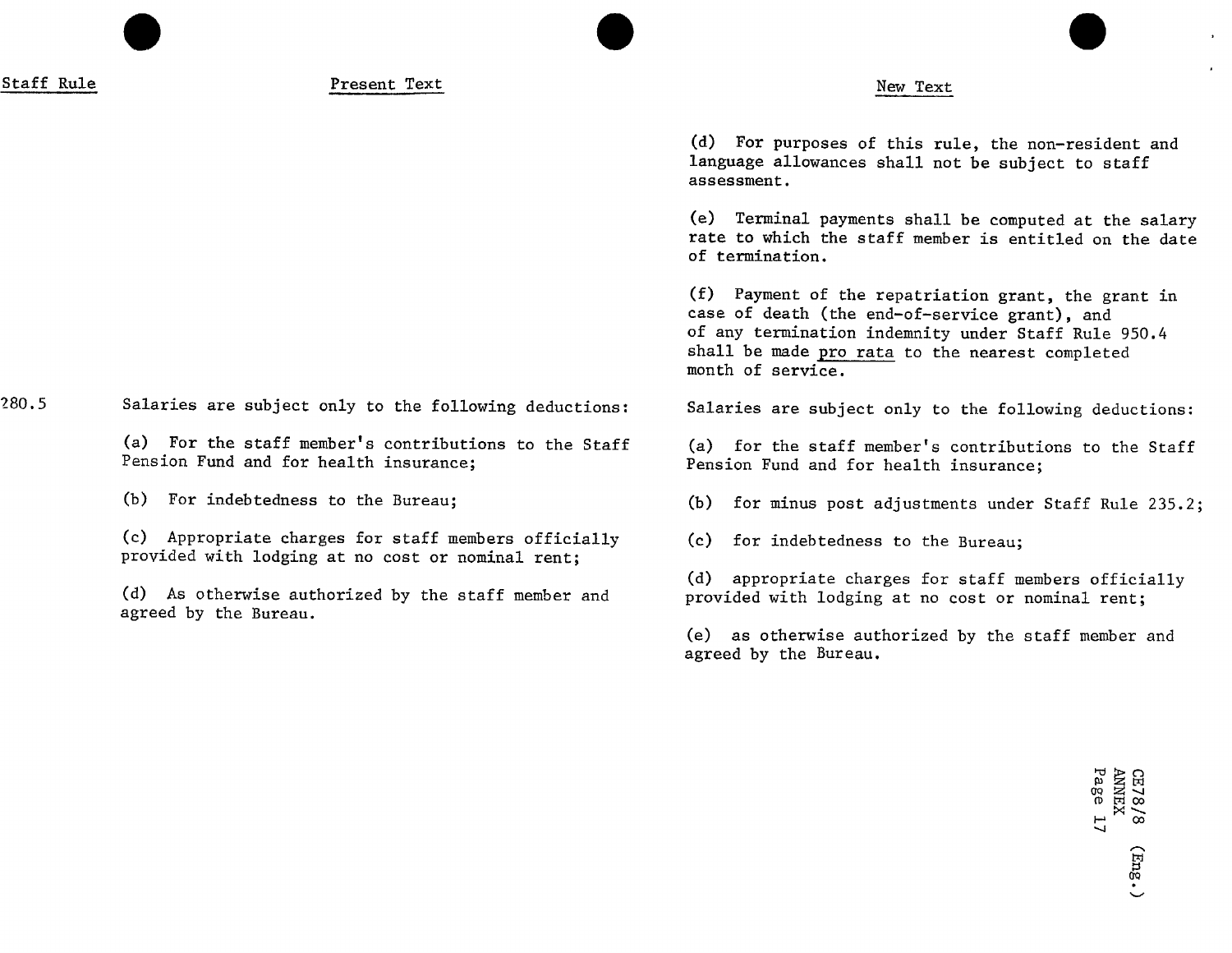| Staff Rule | Present Text | New Text |
|---|---|---|
| | | (d) For purposes of this rule, the non-resident and language allowances shall not be subject to staff assessment. |
| | | (e) Terminal payments shall be computed at the salary rate to which the staff member is entitled on the date of termination. |
| | | (f) Payment of the repatriation grant, the grant in case of death (the end-of-service grant), and of any termination indemnity under Staff Rule 950.4 shall be made pro rata to the nearest completed month of service. |
| 280.5 | Salaries are subject only to the following deductions: | Salaries are subject only to the following deductions: |
| | (a) For the staff member's contributions to the Staff Pension Fund and for health insurance; | (a) for the staff member's contributions to the Staff Pension Fund and for health insurance; |
| | (b) For indebtedness to the Bureau; | (b) for minus post adjustments under Staff Rule 235.2; |
| | (c) Appropriate charges for staff members officially provided with lodging at no cost or nominal rent; | (c) for indebtedness to the Bureau; |
| | (d) As otherwise authorized by the staff member and agreed by the Bureau. | (d) appropriate charges for staff members officially provided with lodging at no cost or nominal rent; |
| | | (e) as otherwise authorized by the staff member and agreed by the Bureau. |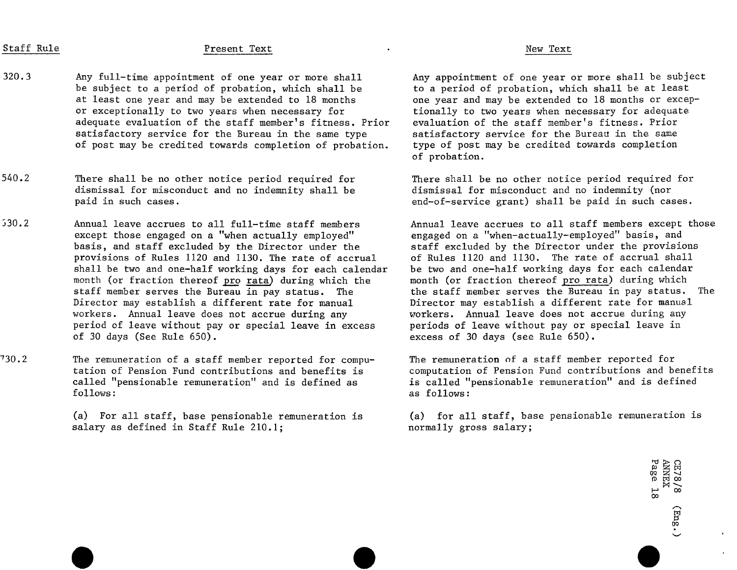| Staff Rule | Present Text | New Text |
|---|---|---|
| 320.3 | Any full-time appointment of one year or more shall be subject to a period of probation, which shall be at least one year and may be extended to 18 months or exceptionally to two years when necessary for adequate evaluation of the staff member's fitness. Prior satisfactory service for the Bureau in the same type of post may be credited towards completion of probation. | Any appointment of one year or more shall be subject to a period of probation, which shall be at least one year and may be extended to 18 months or exceptionally to two years when necessary for adequate evaluation of the staff member's fitness. Prior satisfactory service for the Bureau in the same type of post may be credited towards completion of probation. |
| 540.2 | There shall be no other notice period required for dismissal for misconduct and no indemnity shall be paid in such cases. | There shall be no other notice period required for dismissal for misconduct and no indemnity (nor end-of-service grant) shall be paid in such cases. |
| 630.2 | Annual leave accrues to all full-time staff members except those engaged on a "when actually employed" basis, and staff excluded by the Director under the provisions of Rules 1120 and 1130. The rate of accrual shall be two and one-half working days for each calendar month (or fraction thereof <u>pro rata</u>) during which the staff member serves the Bureau in pay status. The Director may establish a different rate for manual workers. Annual leave does not accrue during any period of leave without pay or special leave in excess of 30 days (See Rule 650). | Annual leave accrues to all staff members except those engaged on a "when-actually-employed" basis, and staff excluded by the Director under the provisions of Rules 1120 and 1130. The rate of accrual shall be two and one-half working days for each calendar month (or fraction thereof <u>pro rata</u>) during which the staff member serves the Bureau in pay status. The Director may establish a different rate for manual workers. Annual leave does not accrue during any periods of leave without pay or special leave in excess of 30 days (see Rule 650). |
| 730.2 | The remuneration of a staff member reported for computation of Pension Fund contributions and benefits is called "pensionable remuneration" and is defined as follows:<br><br>(a) For all staff, base pensionable remuneration is salary as defined in Staff Rule 210.1; | The remuneration of a staff member reported for computation of Pension Fund contributions and benefits is called "pensionable remuneration" and is defined as follows:<br><br>(a) for all staff, base pensionable remuneration is normally gross salary; |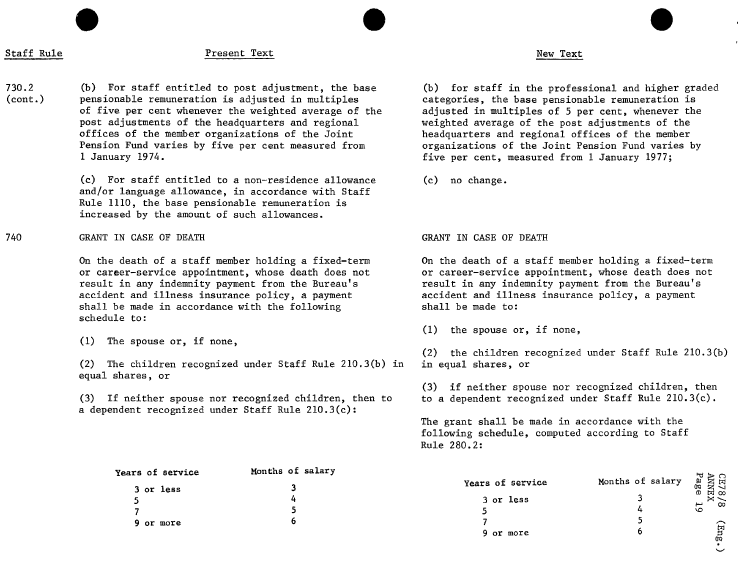| Staff Rule | Present Text | New Text |
|---|---|---|
| 730.2 (cont.) | (b) For staff entitled to post adjustment, the base pensionable remuneration is adjusted in multiples of five per cent whenever the weighted average of the post adjustments of the headquarters and regional offices of the member organizations of the Joint Pension Fund varies by five per cent measured from 1 January 1974. | (b) for staff in the professional and higher graded categories, the base pensionable remuneration is adjusted in multiples of 5 per cent, whenever the weighted average of the post adjustments of the headquarters and regional offices of the member organizations of the Joint Pension Fund varies by five per cent, measured from 1 January 1977; |
| | (c) For staff entitled to a non-residence allowance and/or language allowance, in accordance with Staff Rule 1110, the base pensionable remuneration is increased by the amount of such allowances. | (c) no change. |
| 740 | GRANT IN CASE OF DEATH | GRANT IN CASE OF DEATH |
| | On the death of a staff member holding a fixed-term or career-service appointment, whose death does not result in any indemnity payment from the Bureau's accident and illness insurance policy, a payment shall be made in accordance with the following schedule to: | On the death of a staff member holding a fixed-term or career-service appointment, whose death does not result in any indemnity payment from the Bureau's accident and illness insurance policy, a payment shall be made to: |
| | (1) The spouse or, if none, | (1) the spouse or, if none, |
| | (2) The children recognized under Staff Rule 210.3(b) in equal shares, or | (2) the children recognized under Staff Rule 210.3(b) in equal shares, or |
| | (3) If neither spouse nor recognized children, then to a dependent recognized under Staff Rule 210.3(c): | (3) if neither spouse nor recognized children, then to a dependent recognized under Staff Rule 210.3(c). |
| | | The grant shall be made in accordance with the following schedule, computed according to Staff Rule 280.2: |

Present Text:

| Years of service | Months of salary |
|---|---|
| 3 or less | 3 |
| 5 | 4 |
| 7 | 5 |
| 9 or more | 6 |

New Text:

| Years of service | Months of salary |
|---|---|
| 3 or less | 3 |
| 5 | 4 |
| 7 | 5 |
| 9 or more | 6 |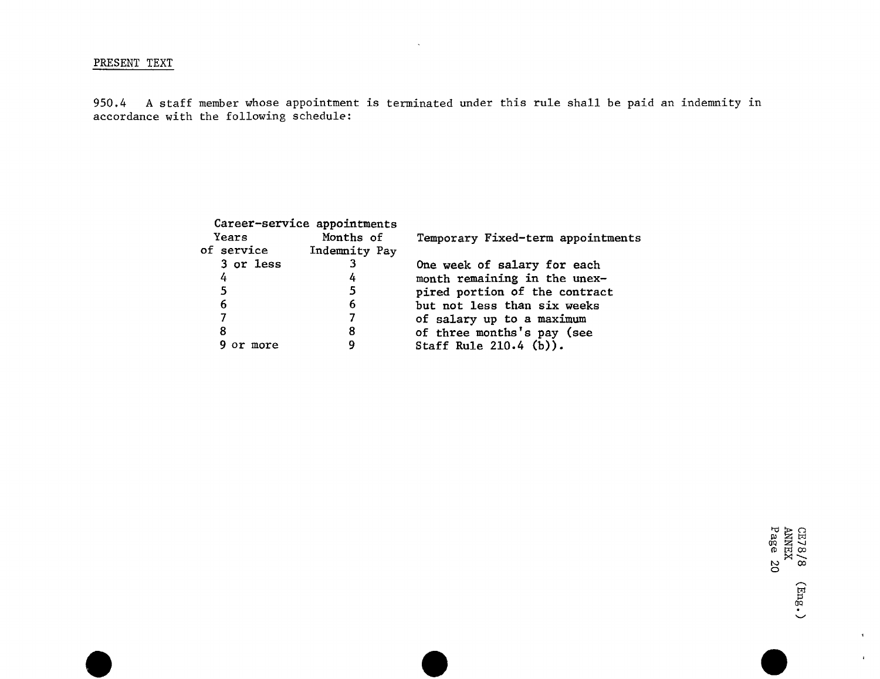PRESENT TEXT

950.4 A staff member whose appointment is terminated under this rule shall be paid an indemnity in accordance with the following schedule:

| Career-service appointments | | Temporary Fixed-term appointments |
|---|---|---|
| Years of service | Months of Indemnity Pay | |
| 3 or less | 3 | One week of salary for each |
| 4 | 4 | month remaining in the unex- |
| 5 | 5 | pired portion of the contract |
| 6 | 6 | but not less than six weeks |
| 7 | 7 | of salary up to a maximum |
| 8 | 8 | of three months's pay (see |
| 9 or more | 9 | Staff Rule 210.4 (b)). |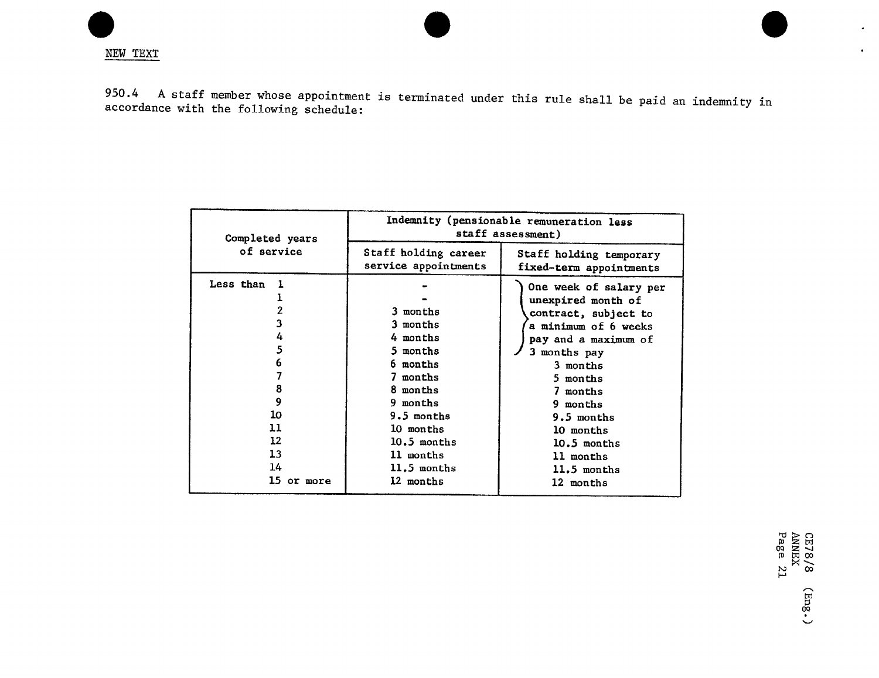NEW TEXT

950.4 A staff member whose appointment is terminated under this rule shall be paid an indemnity in accordance with the following schedule:

| Completed years of service | Indemnity (pensionable remuneration less staff assessment) | |
|---|---|---|
| | Staff holding career service appointments | Staff holding temporary fixed-term appointments |
| Less than 1 | - | One week of salary per unexpired month of contract, subject to a minimum of 6 weeks pay and a maximum of 3 months pay |
| 1 | - | One week of salary per unexpired month of contract, subject to a minimum of 6 weeks pay and a maximum of 3 months pay |
| 2 | 3 months | One week of salary per unexpired month of contract, subject to a minimum of 6 weeks pay and a maximum of 3 months pay |
| 3 | 3 months | One week of salary per unexpired month of contract, subject to a minimum of 6 weeks pay and a maximum of 3 months pay |
| 4 | 4 months | One week of salary per unexpired month of contract, subject to a minimum of 6 weeks pay and a maximum of 3 months pay |
| 5 | 5 months | One week of salary per unexpired month of contract, subject to a minimum of 6 weeks pay and a maximum of 3 months pay |
| 6 | 6 months | 3 months |
| 7 | 7 months | 5 months |
| 8 | 8 months | 7 months |
| 9 | 9 months | 9 months |
| 10 | 9.5 months | 9.5 months |
| 11 | 10 months | 10 months |
| 12 | 10.5 months | 10.5 months |
| 13 | 11 months | 11 months |
| 14 | 11.5 months | 11.5 months |
| 15 or more | 12 months | 12 months |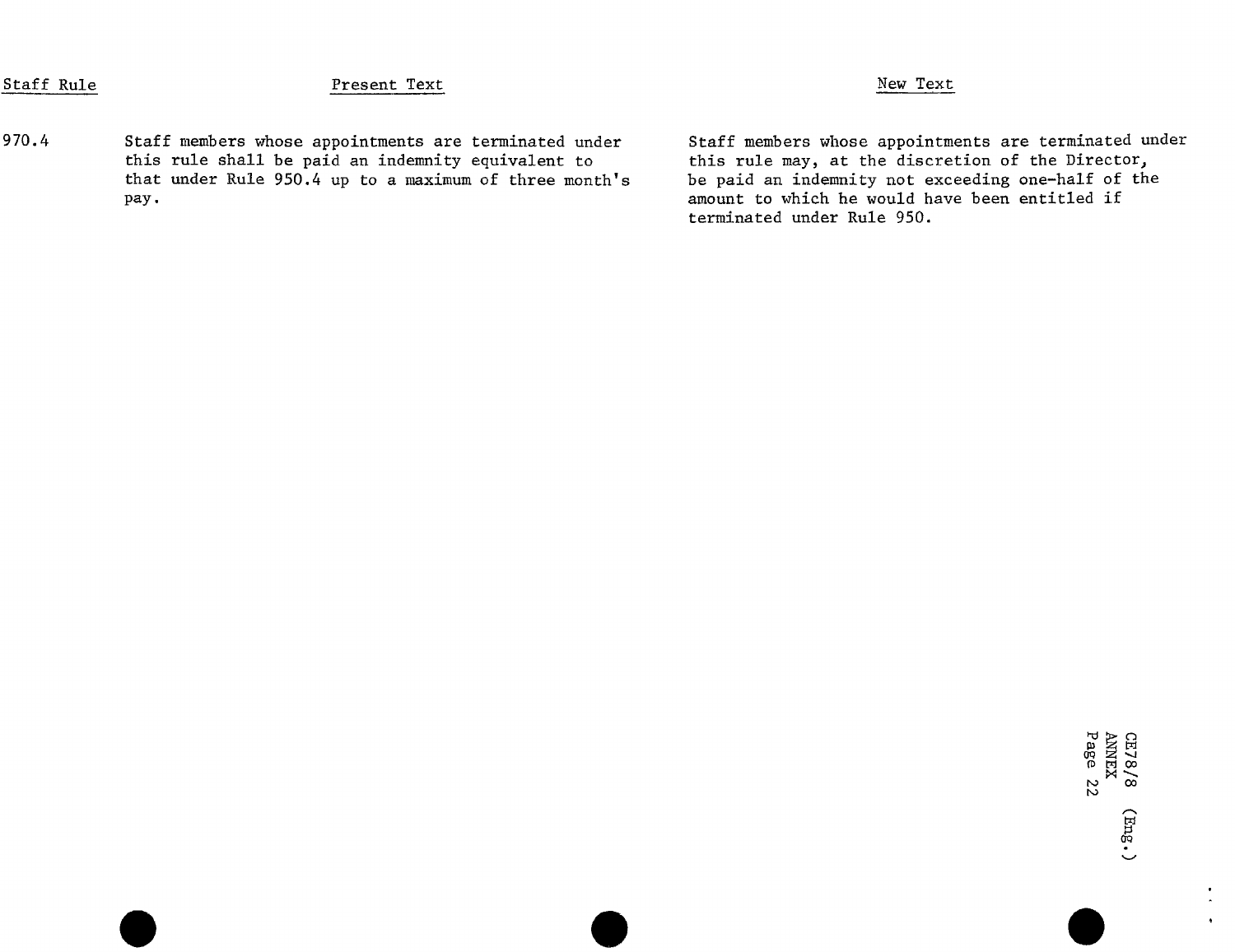| Staff Rule | Present Text | New Text |
| --- | --- | --- |
| 970.4 | Staff members whose appointments are terminated under this rule shall be paid an indemnity equivalent to that under Rule 950.4 up to a maximum of three month's pay. | Staff members whose appointments are terminated under this rule may, at the discretion of the Director, be paid an indemnity not exceeding one-half of the amount to which he would have been entitled if terminated under Rule 950. |